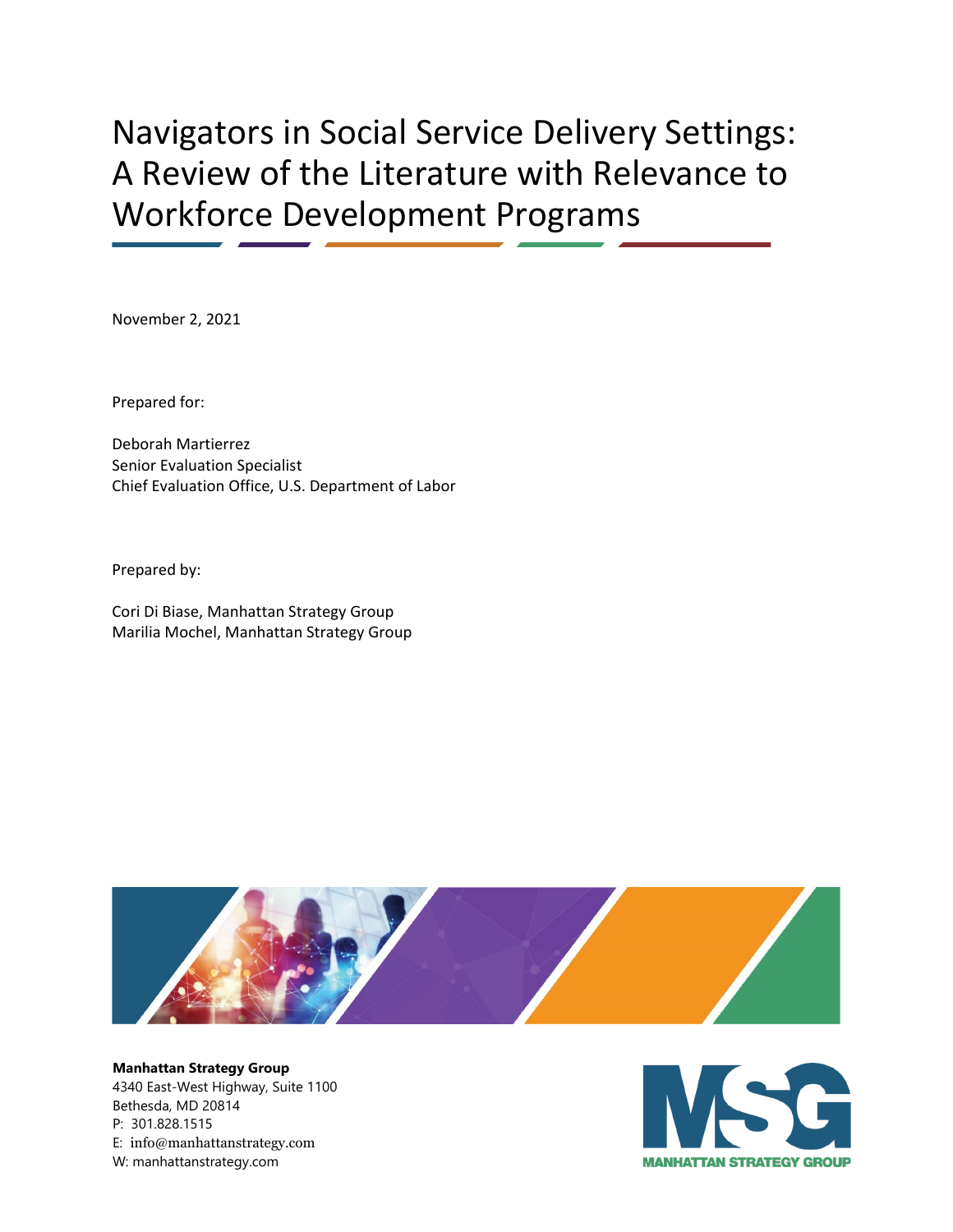# Navigators in Social Service Delivery Settings: A Review of the Literature with Relevance to Workforce Development Programs

November 2, 2021

Prepared for:

Deborah Martierrez
Senior Evaluation Specialist
Chief Evaluation Office, U.S. Department of Labor

Prepared by:

Cori Di Biase, Manhattan Strategy Group
Marilia Mochel, Manhattan Strategy Group

**Manhattan Strategy Group**
4340 East-West Highway, Suite 1100
Bethesda, MD 20814
P: 301.828.1515
E: info@manhattanstrategy.com
W: manhattanstrategy.com

MSG
MANHATTAN STRATEGY GROUP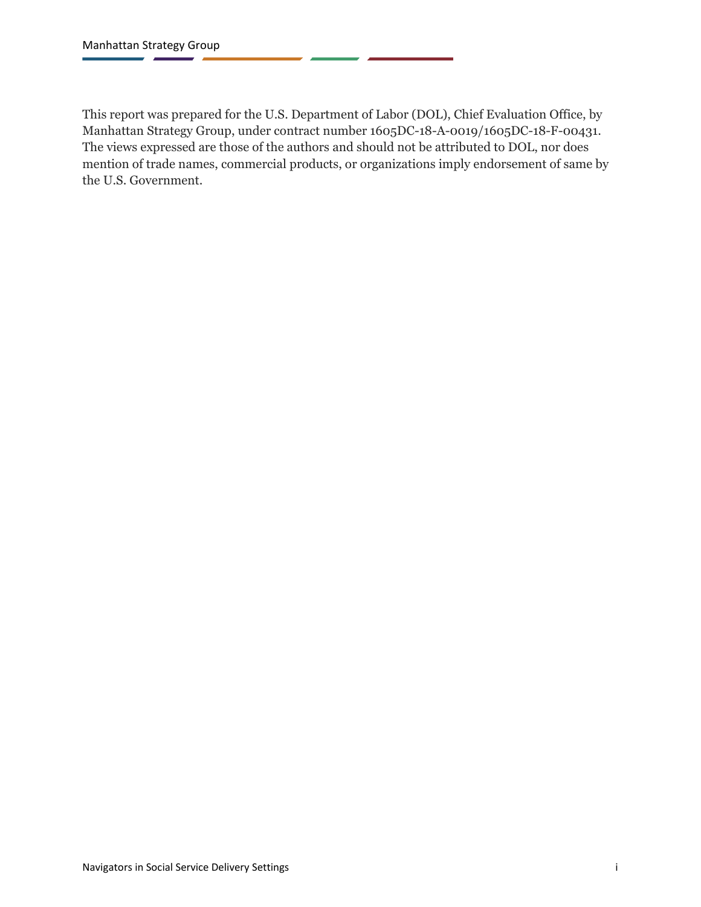This report was prepared for the U.S. Department of Labor (DOL), Chief Evaluation Office, by Manhattan Strategy Group, under contract number 1605DC-18-A-0019/1605DC-18-F-00431. The views expressed are those of the authors and should not be attributed to DOL, nor does mention of trade names, commercial products, or organizations imply endorsement of same by the U.S. Government.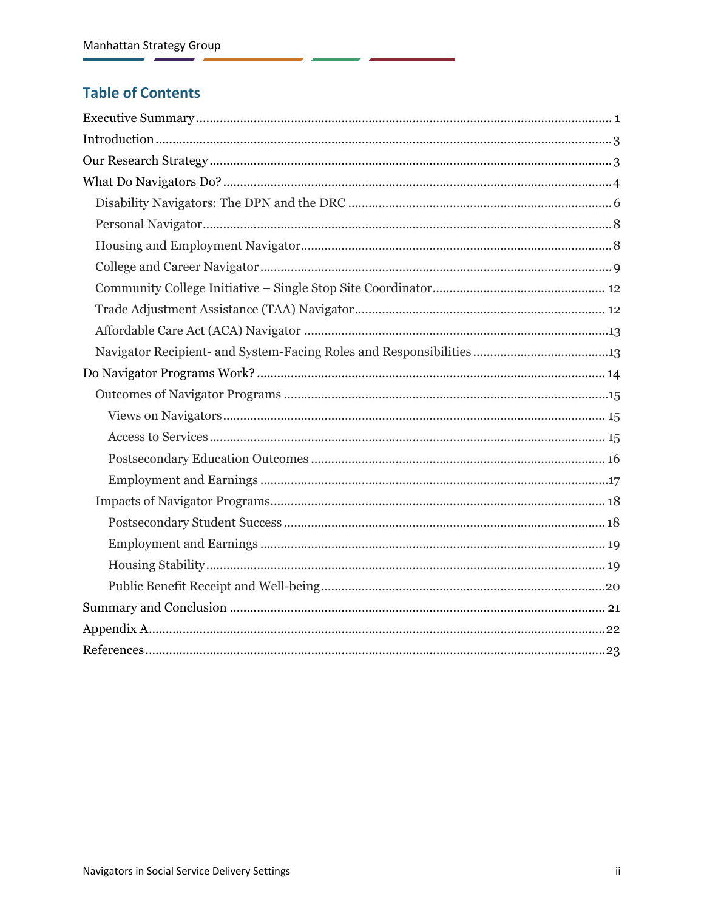## Table of Contents

Executive Summary ........................................................ 1

Introduction ........................................................ 3

Our Research Strategy ........................................................ 3

What Do Navigators Do? ........................................................ 4

- Disability Navigators: The DPN and the DRC ........................................................ 6
- Personal Navigator ........................................................ 8
- Housing and Employment Navigator ........................................................ 8
- College and Career Navigator ........................................................ 9
- Community College Initiative – Single Stop Site Coordinator ........................................................ 12
- Trade Adjustment Assistance (TAA) Navigator ........................................................ 12
- Affordable Care Act (ACA) Navigator ........................................................ 13
- Navigator Recipient- and System-Facing Roles and Responsibilities ........................................................ 13

Do Navigator Programs Work? ........................................................ 14

- Outcomes of Navigator Programs ........................................................ 15
  - Views on Navigators ........................................................ 15
  - Access to Services ........................................................ 15
  - Postsecondary Education Outcomes ........................................................ 16
  - Employment and Earnings ........................................................ 17
- Impacts of Navigator Programs ........................................................ 18
  - Postsecondary Student Success ........................................................ 18
  - Employment and Earnings ........................................................ 19
  - Housing Stability ........................................................ 19
  - Public Benefit Receipt and Well-being ........................................................ 20

Summary and Conclusion ........................................................ 21

Appendix A ........................................................ 22

References ........................................................ 23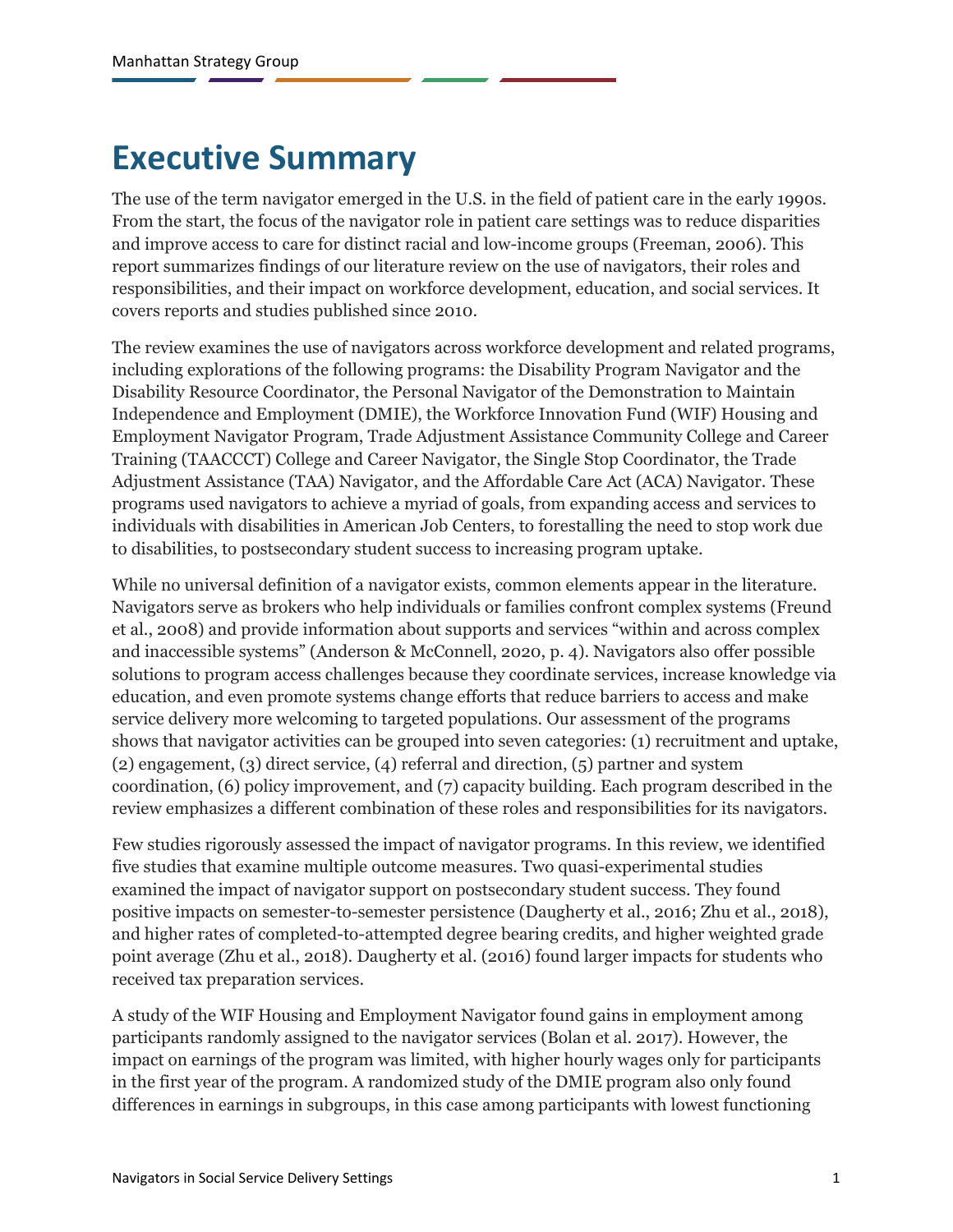# Executive Summary

The use of the term navigator emerged in the U.S. in the field of patient care in the early 1990s. From the start, the focus of the navigator role in patient care settings was to reduce disparities and improve access to care for distinct racial and low-income groups (Freeman, 2006). This report summarizes findings of our literature review on the use of navigators, their roles and responsibilities, and their impact on workforce development, education, and social services. It covers reports and studies published since 2010.

The review examines the use of navigators across workforce development and related programs, including explorations of the following programs: the Disability Program Navigator and the Disability Resource Coordinator, the Personal Navigator of the Demonstration to Maintain Independence and Employment (DMIE), the Workforce Innovation Fund (WIF) Housing and Employment Navigator Program, Trade Adjustment Assistance Community College and Career Training (TAACCCT) College and Career Navigator, the Single Stop Coordinator, the Trade Adjustment Assistance (TAA) Navigator, and the Affordable Care Act (ACA) Navigator. These programs used navigators to achieve a myriad of goals, from expanding access and services to individuals with disabilities in American Job Centers, to forestalling the need to stop work due to disabilities, to postsecondary student success to increasing program uptake.

While no universal definition of a navigator exists, common elements appear in the literature. Navigators serve as brokers who help individuals or families confront complex systems (Freund et al., 2008) and provide information about supports and services "within and across complex and inaccessible systems" (Anderson & McConnell, 2020, p. 4). Navigators also offer possible solutions to program access challenges because they coordinate services, increase knowledge via education, and even promote systems change efforts that reduce barriers to access and make service delivery more welcoming to targeted populations. Our assessment of the programs shows that navigator activities can be grouped into seven categories: (1) recruitment and uptake, (2) engagement, (3) direct service, (4) referral and direction, (5) partner and system coordination, (6) policy improvement, and (7) capacity building. Each program described in the review emphasizes a different combination of these roles and responsibilities for its navigators.

Few studies rigorously assessed the impact of navigator programs. In this review, we identified five studies that examine multiple outcome measures. Two quasi-experimental studies examined the impact of navigator support on postsecondary student success. They found positive impacts on semester-to-semester persistence (Daugherty et al., 2016; Zhu et al., 2018), and higher rates of completed-to-attempted degree bearing credits, and higher weighted grade point average (Zhu et al., 2018). Daugherty et al. (2016) found larger impacts for students who received tax preparation services.

A study of the WIF Housing and Employment Navigator found gains in employment among participants randomly assigned to the navigator services (Bolan et al. 2017). However, the impact on earnings of the program was limited, with higher hourly wages only for participants in the first year of the program. A randomized study of the DMIE program also only found differences in earnings in subgroups, in this case among participants with lowest functioning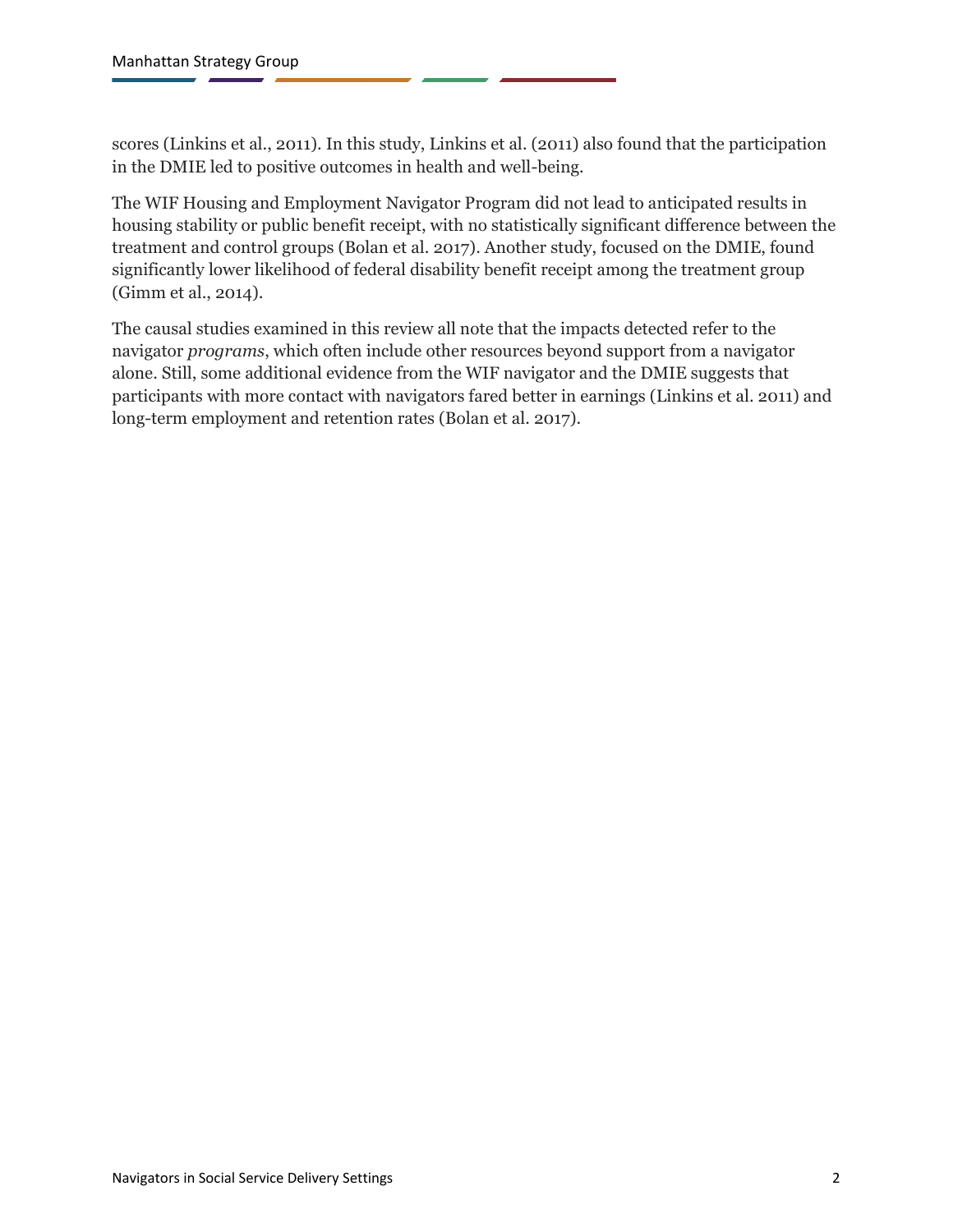scores (Linkins et al., 2011). In this study, Linkins et al. (2011) also found that the participation in the DMIE led to positive outcomes in health and well-being.

The WIF Housing and Employment Navigator Program did not lead to anticipated results in housing stability or public benefit receipt, with no statistically significant difference between the treatment and control groups (Bolan et al. 2017). Another study, focused on the DMIE, found significantly lower likelihood of federal disability benefit receipt among the treatment group (Gimm et al., 2014).

The causal studies examined in this review all note that the impacts detected refer to the navigator *programs*, which often include other resources beyond support from a navigator alone. Still, some additional evidence from the WIF navigator and the DMIE suggests that participants with more contact with navigators fared better in earnings (Linkins et al. 2011) and long-term employment and retention rates (Bolan et al. 2017).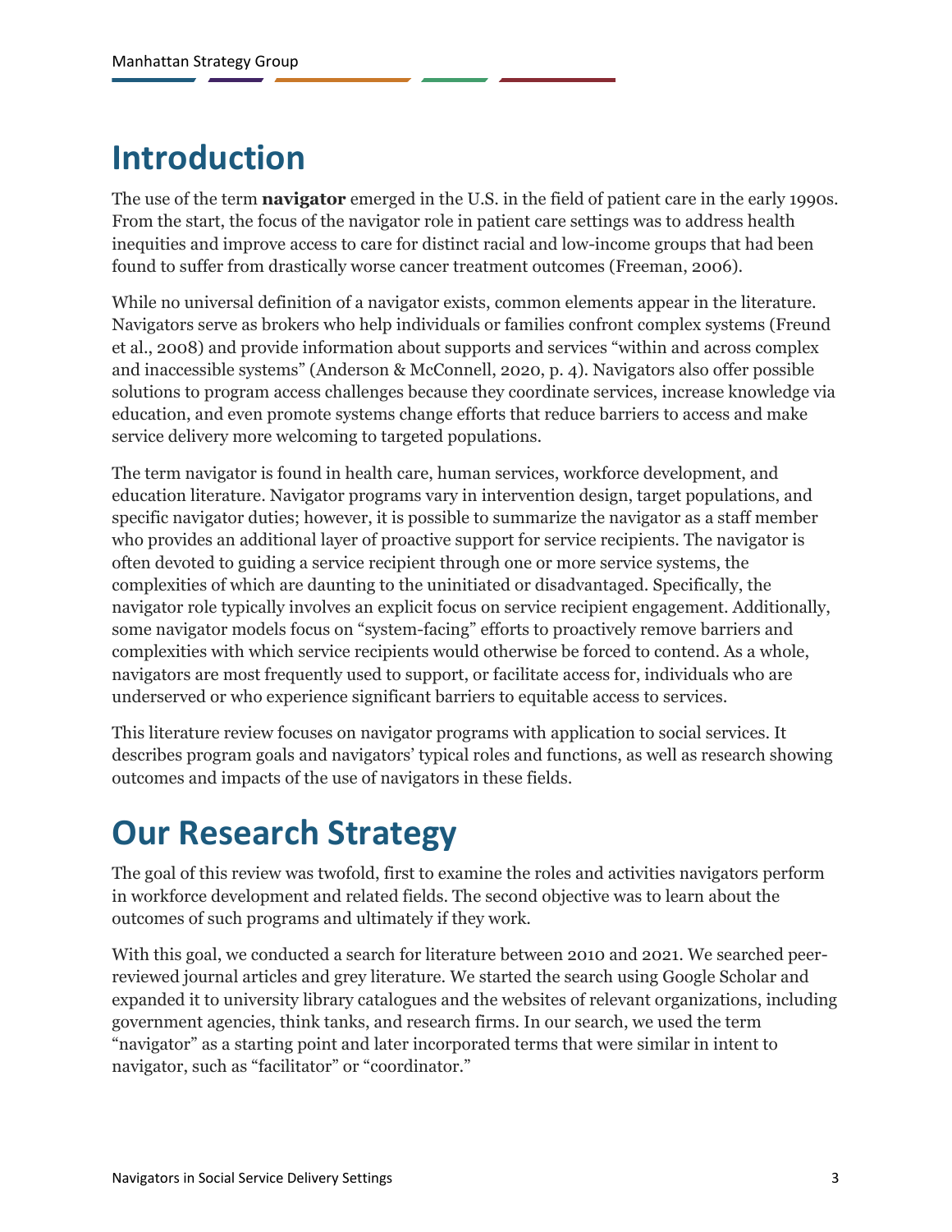# Introduction

The use of the term **navigator** emerged in the U.S. in the field of patient care in the early 1990s. From the start, the focus of the navigator role in patient care settings was to address health inequities and improve access to care for distinct racial and low-income groups that had been found to suffer from drastically worse cancer treatment outcomes (Freeman, 2006).

While no universal definition of a navigator exists, common elements appear in the literature. Navigators serve as brokers who help individuals or families confront complex systems (Freund et al., 2008) and provide information about supports and services "within and across complex and inaccessible systems" (Anderson & McConnell, 2020, p. 4). Navigators also offer possible solutions to program access challenges because they coordinate services, increase knowledge via education, and even promote systems change efforts that reduce barriers to access and make service delivery more welcoming to targeted populations.

The term navigator is found in health care, human services, workforce development, and education literature. Navigator programs vary in intervention design, target populations, and specific navigator duties; however, it is possible to summarize the navigator as a staff member who provides an additional layer of proactive support for service recipients. The navigator is often devoted to guiding a service recipient through one or more service systems, the complexities of which are daunting to the uninitiated or disadvantaged. Specifically, the navigator role typically involves an explicit focus on service recipient engagement. Additionally, some navigator models focus on "system-facing" efforts to proactively remove barriers and complexities with which service recipients would otherwise be forced to contend. As a whole, navigators are most frequently used to support, or facilitate access for, individuals who are underserved or who experience significant barriers to equitable access to services.

This literature review focuses on navigator programs with application to social services. It describes program goals and navigators' typical roles and functions, as well as research showing outcomes and impacts of the use of navigators in these fields.

# Our Research Strategy

The goal of this review was twofold, first to examine the roles and activities navigators perform in workforce development and related fields. The second objective was to learn about the outcomes of such programs and ultimately if they work.

With this goal, we conducted a search for literature between 2010 and 2021. We searched peer-reviewed journal articles and grey literature. We started the search using Google Scholar and expanded it to university library catalogues and the websites of relevant organizations, including government agencies, think tanks, and research firms. In our search, we used the term "navigator" as a starting point and later incorporated terms that were similar in intent to navigator, such as "facilitator" or "coordinator."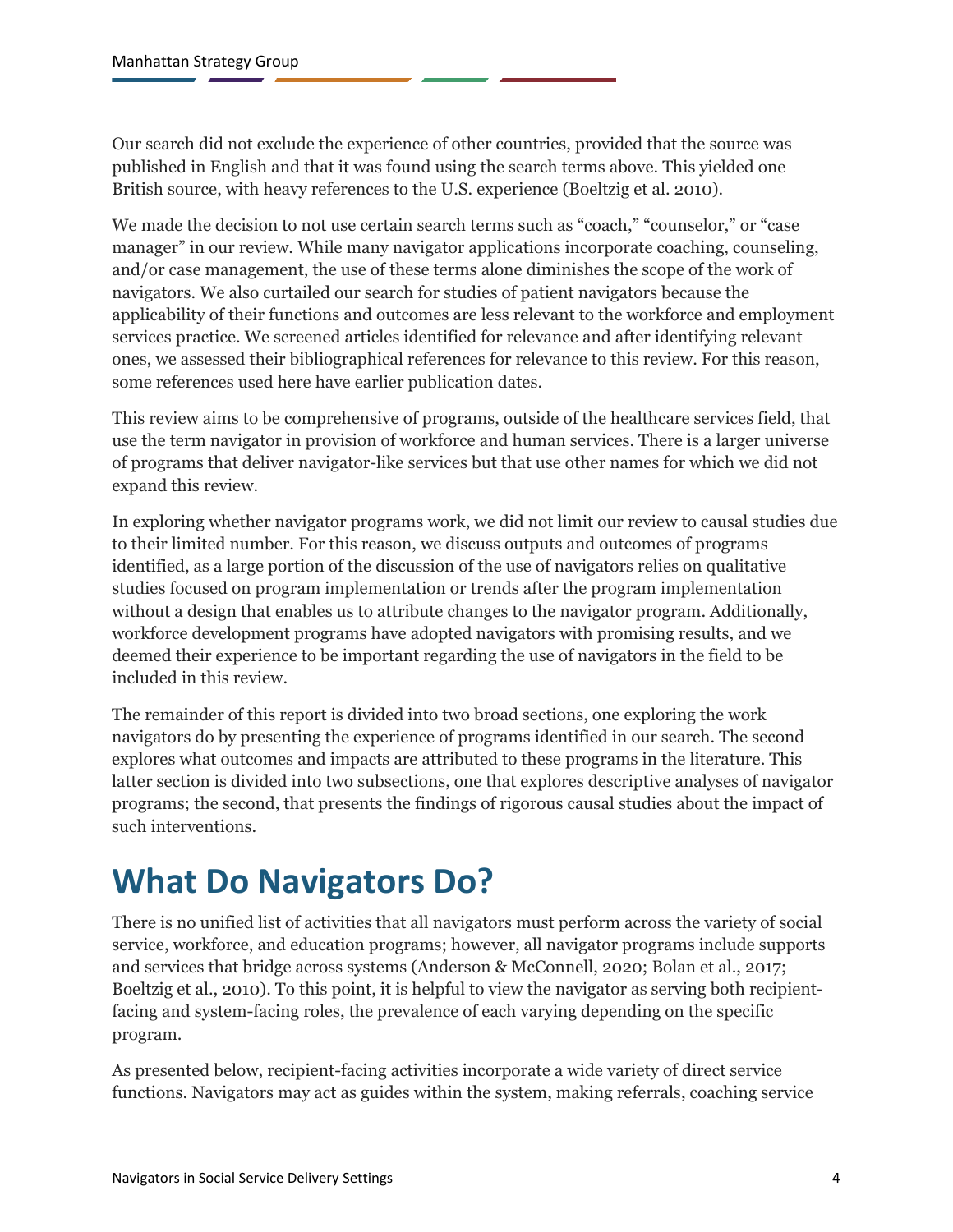Our search did not exclude the experience of other countries, provided that the source was published in English and that it was found using the search terms above. This yielded one British source, with heavy references to the U.S. experience (Boeltzig et al. 2010).

We made the decision to not use certain search terms such as "coach," "counselor," or "case manager" in our review. While many navigator applications incorporate coaching, counseling, and/or case management, the use of these terms alone diminishes the scope of the work of navigators. We also curtailed our search for studies of patient navigators because the applicability of their functions and outcomes are less relevant to the workforce and employment services practice. We screened articles identified for relevance and after identifying relevant ones, we assessed their bibliographical references for relevance to this review. For this reason, some references used here have earlier publication dates.

This review aims to be comprehensive of programs, outside of the healthcare services field, that use the term navigator in provision of workforce and human services. There is a larger universe of programs that deliver navigator-like services but that use other names for which we did not expand this review.

In exploring whether navigator programs work, we did not limit our review to causal studies due to their limited number. For this reason, we discuss outputs and outcomes of programs identified, as a large portion of the discussion of the use of navigators relies on qualitative studies focused on program implementation or trends after the program implementation without a design that enables us to attribute changes to the navigator program. Additionally, workforce development programs have adopted navigators with promising results, and we deemed their experience to be important regarding the use of navigators in the field to be included in this review.

The remainder of this report is divided into two broad sections, one exploring the work navigators do by presenting the experience of programs identified in our search. The second explores what outcomes and impacts are attributed to these programs in the literature. This latter section is divided into two subsections, one that explores descriptive analyses of navigator programs; the second, that presents the findings of rigorous causal studies about the impact of such interventions.

# What Do Navigators Do?

There is no unified list of activities that all navigators must perform across the variety of social service, workforce, and education programs; however, all navigator programs include supports and services that bridge across systems (Anderson & McConnell, 2020; Bolan et al., 2017; Boeltzig et al., 2010). To this point, it is helpful to view the navigator as serving both recipient-facing and system-facing roles, the prevalence of each varying depending on the specific program.

As presented below, recipient-facing activities incorporate a wide variety of direct service functions. Navigators may act as guides within the system, making referrals, coaching service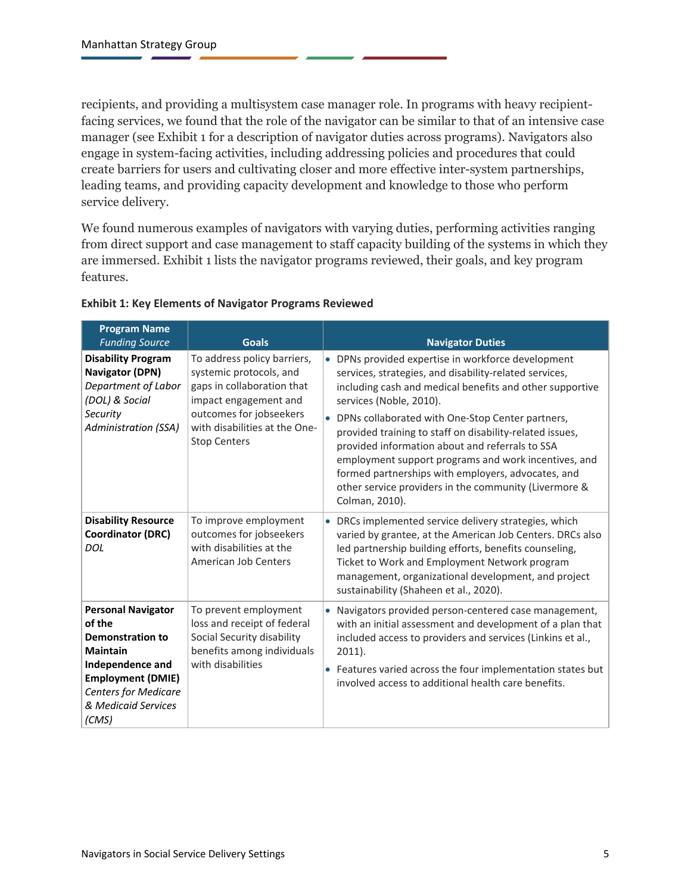recipients, and providing a multisystem case manager role. In programs with heavy recipient-facing services, we found that the role of the navigator can be similar to that of an intensive case manager (see Exhibit 1 for a description of navigator duties across programs). Navigators also engage in system-facing activities, including addressing policies and procedures that could create barriers for users and cultivating closer and more effective inter-system partnerships, leading teams, and providing capacity development and knowledge to those who perform service delivery.

We found numerous examples of navigators with varying duties, performing activities ranging from direct support and case management to staff capacity building of the systems in which they are immersed. Exhibit 1 lists the navigator programs reviewed, their goals, and key program features.

**Exhibit 1: Key Elements of Navigator Programs Reviewed**

| **Program Name** *Funding Source* | **Goals** | **Navigator Duties** |
|---|---|---|
| **Disability Program Navigator (DPN)** *Department of Labor (DOL) & Social Security Administration (SSA)* | To address policy barriers, systemic protocols, and gaps in collaboration that impact engagement and outcomes for jobseekers with disabilities at the One-Stop Centers | • DPNs provided expertise in workforce development services, strategies, and disability-related services, including cash and medical benefits and other supportive services (Noble, 2010).<br>• DPNs collaborated with One-Stop Center partners, provided training to staff on disability-related issues, provided information about and referrals to SSA employment support programs and work incentives, and formed partnerships with employers, advocates, and other service providers in the community (Livermore & Colman, 2010). |
| **Disability Resource Coordinator (DRC)** *DOL* | To improve employment outcomes for jobseekers with disabilities at the American Job Centers | • DRCs implemented service delivery strategies, which varied by grantee, at the American Job Centers. DRCs also led partnership building efforts, benefits counseling, Ticket to Work and Employment Network program management, organizational development, and project sustainability (Shaheen et al., 2020). |
| **Personal Navigator of the Demonstration to Maintain Independence and Employment (DMIE)** *Centers for Medicare & Medicaid Services (CMS)* | To prevent employment loss and receipt of federal Social Security disability benefits among individuals with disabilities | • Navigators provided person-centered case management, with an initial assessment and development of a plan that included access to providers and services (Linkins et al., 2011).<br>• Features varied across the four implementation states but involved access to additional health care benefits. |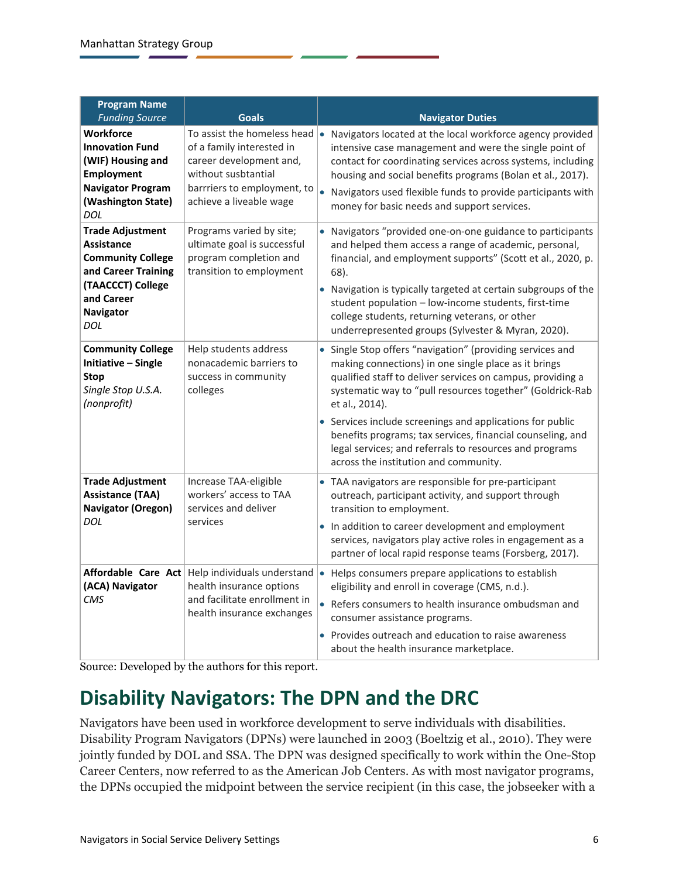| **Program Name** *Funding Source* | **Goals** | **Navigator Duties** |
|---|---|---|
| **Workforce Innovation Fund (WIF) Housing and Employment Navigator Program (Washington State)** *DOL* | To assist the homeless head of a family interested in career development and, without susbtantial barrriers to employment, to achieve a liveable wage | • Navigators located at the local workforce agency provided intensive case management and were the single point of contact for coordinating services across systems, including housing and social benefits programs (Bolan et al., 2017). • Navigators used flexible funds to provide participants with money for basic needs and support services. |
| **Trade Adjustment Assistance Community College and Career Training (TAACCCT) College and Career Navigator** *DOL* | Programs varied by site; ultimate goal is successful program completion and transition to employment | • Navigators "provided one-on-one guidance to participants and helped them access a range of academic, personal, financial, and employment supports" (Scott et al., 2020, p. 68). • Navigation is typically targeted at certain subgroups of the student population – low-income students, first-time college students, returning veterans, or other underrepresented groups (Sylvester & Myran, 2020). |
| **Community College Initiative – Single Stop** *Single Stop U.S.A. (nonprofit)* | Help students address nonacademic barriers to success in community colleges | • Single Stop offers "navigation" (providing services and making connections) in one single place as it brings qualified staff to deliver services on campus, providing a systematic way to "pull resources together" (Goldrick-Rab et al., 2014). • Services include screenings and applications for public benefits programs; tax services, financial counseling, and legal services; and referrals to resources and programs across the institution and community. |
| **Trade Adjustment Assistance (TAA) Navigator (Oregon)** *DOL* | Increase TAA-eligible workers' access to TAA services and deliver services | • TAA navigators are responsible for pre-participant outreach, participant activity, and support through transition to employment. • In addition to career development and employment services, navigators play active roles in engagement as a partner of local rapid response teams (Forsberg, 2017). |
| **Affordable Care Act (ACA) Navigator** *CMS* | Help individuals understand health insurance options and facilitate enrollment in health insurance exchanges | • Helps consumers prepare applications to establish eligibility and enroll in coverage (CMS, n.d.). • Refers consumers to health insurance ombudsman and consumer assistance programs. • Provides outreach and education to raise awareness about the health insurance marketplace. |

Source: Developed by the authors for this report.

## Disability Navigators: The DPN and the DRC

Navigators have been used in workforce development to serve individuals with disabilities. Disability Program Navigators (DPNs) were launched in 2003 (Boeltzig et al., 2010). They were jointly funded by DOL and SSA. The DPN was designed specifically to work within the One-Stop Career Centers, now referred to as the American Job Centers. As with most navigator programs, the DPNs occupied the midpoint between the service recipient (in this case, the jobseeker with a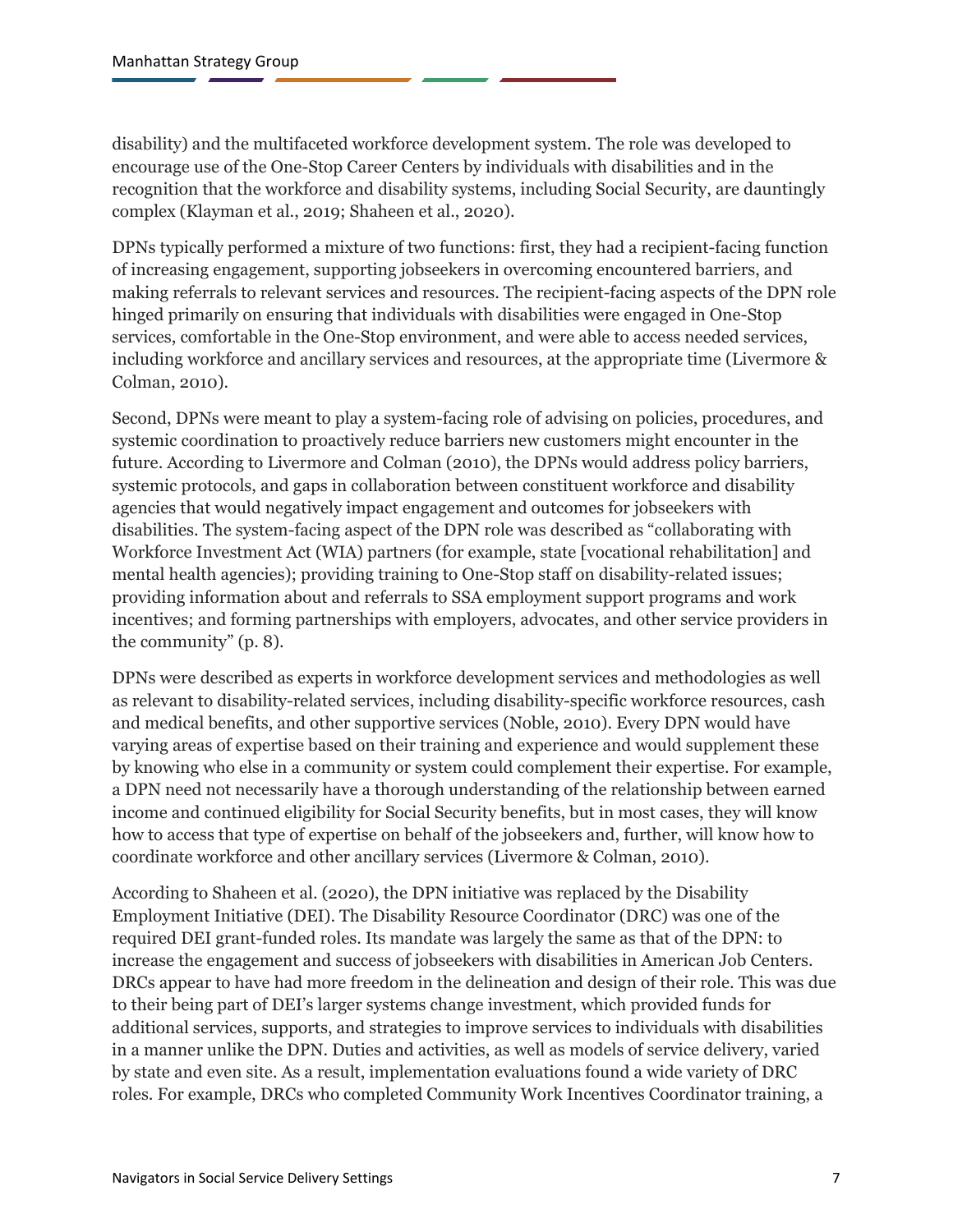disability) and the multifaceted workforce development system. The role was developed to encourage use of the One-Stop Career Centers by individuals with disabilities and in the recognition that the workforce and disability systems, including Social Security, are dauntingly complex (Klayman et al., 2019; Shaheen et al., 2020).

DPNs typically performed a mixture of two functions: first, they had a recipient-facing function of increasing engagement, supporting jobseekers in overcoming encountered barriers, and making referrals to relevant services and resources. The recipient-facing aspects of the DPN role hinged primarily on ensuring that individuals with disabilities were engaged in One-Stop services, comfortable in the One-Stop environment, and were able to access needed services, including workforce and ancillary services and resources, at the appropriate time (Livermore & Colman, 2010).

Second, DPNs were meant to play a system-facing role of advising on policies, procedures, and systemic coordination to proactively reduce barriers new customers might encounter in the future. According to Livermore and Colman (2010), the DPNs would address policy barriers, systemic protocols, and gaps in collaboration between constituent workforce and disability agencies that would negatively impact engagement and outcomes for jobseekers with disabilities. The system-facing aspect of the DPN role was described as "collaborating with Workforce Investment Act (WIA) partners (for example, state [vocational rehabilitation] and mental health agencies); providing training to One-Stop staff on disability-related issues; providing information about and referrals to SSA employment support programs and work incentives; and forming partnerships with employers, advocates, and other service providers in the community" (p. 8).

DPNs were described as experts in workforce development services and methodologies as well as relevant to disability-related services, including disability-specific workforce resources, cash and medical benefits, and other supportive services (Noble, 2010). Every DPN would have varying areas of expertise based on their training and experience and would supplement these by knowing who else in a community or system could complement their expertise. For example, a DPN need not necessarily have a thorough understanding of the relationship between earned income and continued eligibility for Social Security benefits, but in most cases, they will know how to access that type of expertise on behalf of the jobseekers and, further, will know how to coordinate workforce and other ancillary services (Livermore & Colman, 2010).

According to Shaheen et al. (2020), the DPN initiative was replaced by the Disability Employment Initiative (DEI). The Disability Resource Coordinator (DRC) was one of the required DEI grant-funded roles. Its mandate was largely the same as that of the DPN: to increase the engagement and success of jobseekers with disabilities in American Job Centers. DRCs appear to have had more freedom in the delineation and design of their role. This was due to their being part of DEI's larger systems change investment, which provided funds for additional services, supports, and strategies to improve services to individuals with disabilities in a manner unlike the DPN. Duties and activities, as well as models of service delivery, varied by state and even site. As a result, implementation evaluations found a wide variety of DRC roles. For example, DRCs who completed Community Work Incentives Coordinator training, a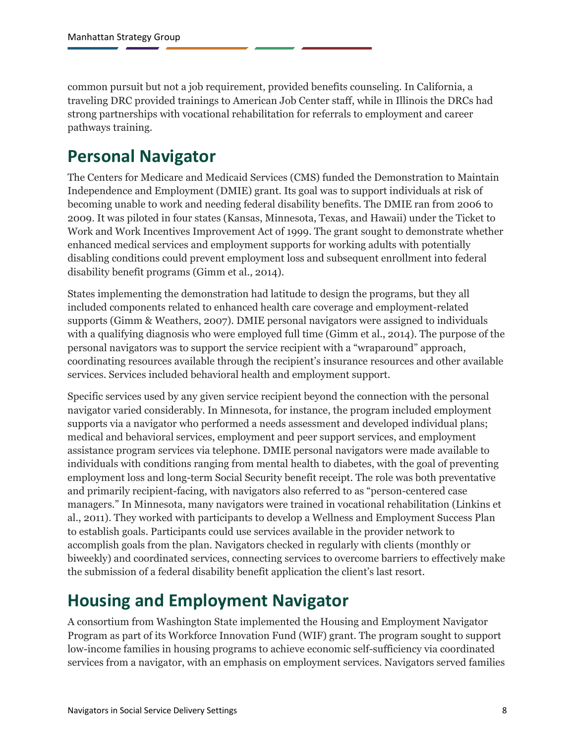common pursuit but not a job requirement, provided benefits counseling. In California, a traveling DRC provided trainings to American Job Center staff, while in Illinois the DRCs had strong partnerships with vocational rehabilitation for referrals to employment and career pathways training.

## Personal Navigator

The Centers for Medicare and Medicaid Services (CMS) funded the Demonstration to Maintain Independence and Employment (DMIE) grant. Its goal was to support individuals at risk of becoming unable to work and needing federal disability benefits. The DMIE ran from 2006 to 2009. It was piloted in four states (Kansas, Minnesota, Texas, and Hawaii) under the Ticket to Work and Work Incentives Improvement Act of 1999. The grant sought to demonstrate whether enhanced medical services and employment supports for working adults with potentially disabling conditions could prevent employment loss and subsequent enrollment into federal disability benefit programs (Gimm et al., 2014).

States implementing the demonstration had latitude to design the programs, but they all included components related to enhanced health care coverage and employment-related supports (Gimm & Weathers, 2007). DMIE personal navigators were assigned to individuals with a qualifying diagnosis who were employed full time (Gimm et al., 2014). The purpose of the personal navigators was to support the service recipient with a "wraparound" approach, coordinating resources available through the recipient's insurance resources and other available services. Services included behavioral health and employment support.

Specific services used by any given service recipient beyond the connection with the personal navigator varied considerably. In Minnesota, for instance, the program included employment supports via a navigator who performed a needs assessment and developed individual plans; medical and behavioral services, employment and peer support services, and employment assistance program services via telephone. DMIE personal navigators were made available to individuals with conditions ranging from mental health to diabetes, with the goal of preventing employment loss and long-term Social Security benefit receipt. The role was both preventative and primarily recipient-facing, with navigators also referred to as "person-centered case managers." In Minnesota, many navigators were trained in vocational rehabilitation (Linkins et al., 2011). They worked with participants to develop a Wellness and Employment Success Plan to establish goals. Participants could use services available in the provider network to accomplish goals from the plan. Navigators checked in regularly with clients (monthly or biweekly) and coordinated services, connecting services to overcome barriers to effectively make the submission of a federal disability benefit application the client's last resort.

## Housing and Employment Navigator

A consortium from Washington State implemented the Housing and Employment Navigator Program as part of its Workforce Innovation Fund (WIF) grant. The program sought to support low-income families in housing programs to achieve economic self-sufficiency via coordinated services from a navigator, with an emphasis on employment services. Navigators served families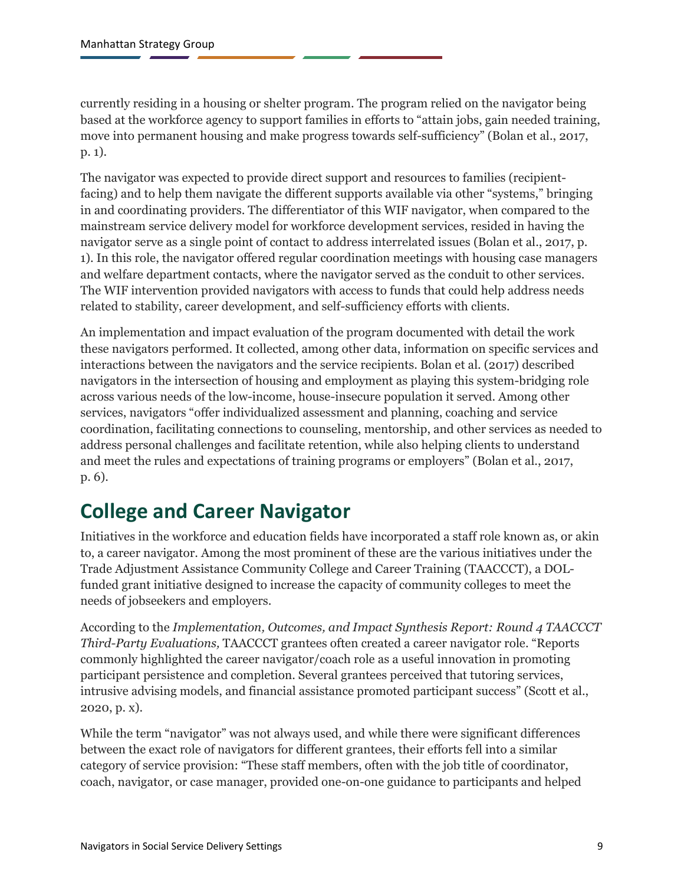currently residing in a housing or shelter program. The program relied on the navigator being based at the workforce agency to support families in efforts to "attain jobs, gain needed training, move into permanent housing and make progress towards self-sufficiency" (Bolan et al., 2017, p. 1).

The navigator was expected to provide direct support and resources to families (recipient-facing) and to help them navigate the different supports available via other "systems," bringing in and coordinating providers. The differentiator of this WIF navigator, when compared to the mainstream service delivery model for workforce development services, resided in having the navigator serve as a single point of contact to address interrelated issues (Bolan et al., 2017, p. 1). In this role, the navigator offered regular coordination meetings with housing case managers and welfare department contacts, where the navigator served as the conduit to other services. The WIF intervention provided navigators with access to funds that could help address needs related to stability, career development, and self-sufficiency efforts with clients.

An implementation and impact evaluation of the program documented with detail the work these navigators performed. It collected, among other data, information on specific services and interactions between the navigators and the service recipients. Bolan et al. (2017) described navigators in the intersection of housing and employment as playing this system-bridging role across various needs of the low-income, house-insecure population it served. Among other services, navigators "offer individualized assessment and planning, coaching and service coordination, facilitating connections to counseling, mentorship, and other services as needed to address personal challenges and facilitate retention, while also helping clients to understand and meet the rules and expectations of training programs or employers" (Bolan et al., 2017, p. 6).

## College and Career Navigator

Initiatives in the workforce and education fields have incorporated a staff role known as, or akin to, a career navigator. Among the most prominent of these are the various initiatives under the Trade Adjustment Assistance Community College and Career Training (TAACCCT), a DOL-funded grant initiative designed to increase the capacity of community colleges to meet the needs of jobseekers and employers.

According to the *Implementation, Outcomes, and Impact Synthesis Report: Round 4 TAACCCT Third-Party Evaluations,* TAACCCT grantees often created a career navigator role. "Reports commonly highlighted the career navigator/coach role as a useful innovation in promoting participant persistence and completion. Several grantees perceived that tutoring services, intrusive advising models, and financial assistance promoted participant success" (Scott et al., 2020, p. x).

While the term "navigator" was not always used, and while there were significant differences between the exact role of navigators for different grantees, their efforts fell into a similar category of service provision: "These staff members, often with the job title of coordinator, coach, navigator, or case manager, provided one-on-one guidance to participants and helped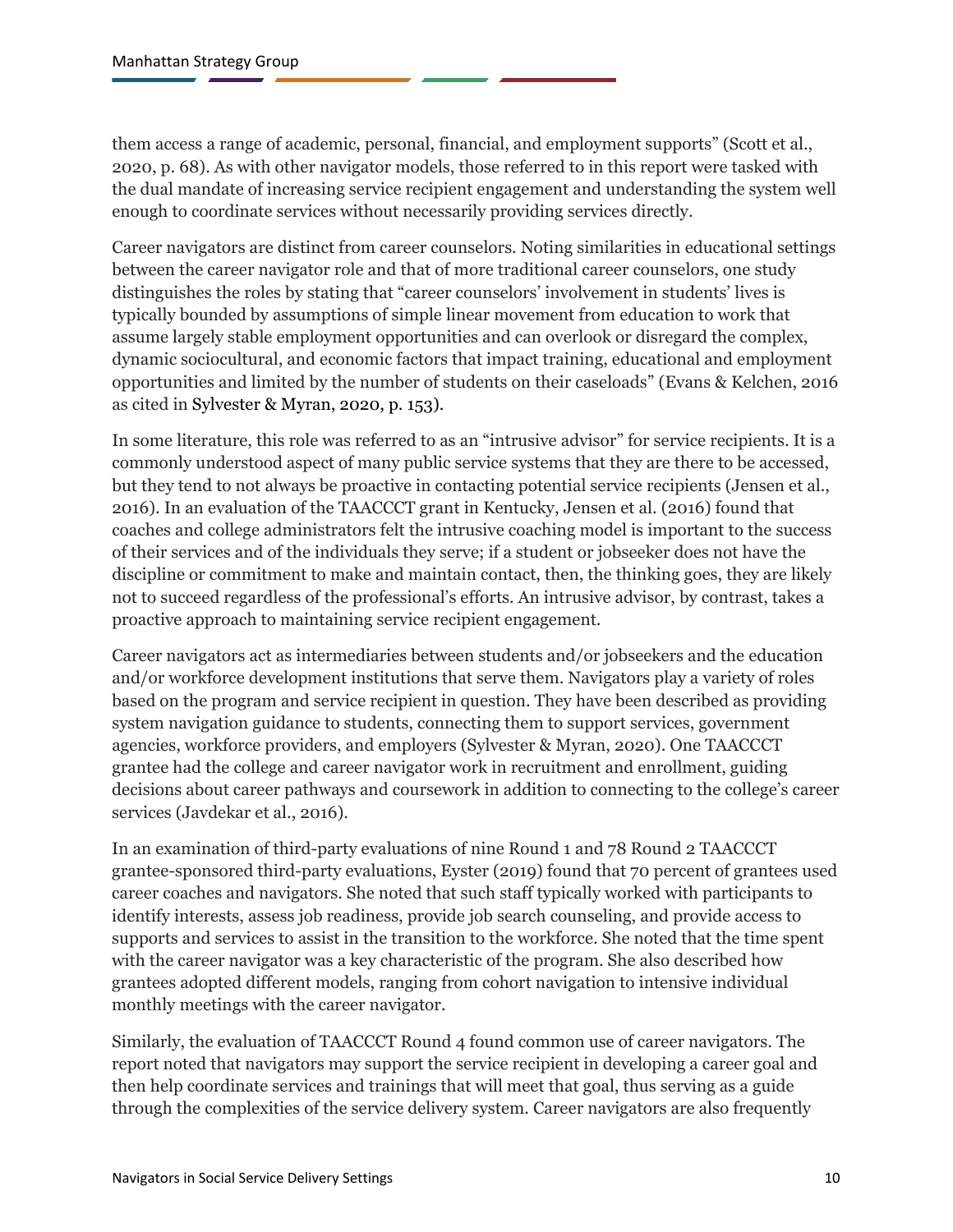them access a range of academic, personal, financial, and employment supports" (Scott et al., 2020, p. 68). As with other navigator models, those referred to in this report were tasked with the dual mandate of increasing service recipient engagement and understanding the system well enough to coordinate services without necessarily providing services directly.

Career navigators are distinct from career counselors. Noting similarities in educational settings between the career navigator role and that of more traditional career counselors, one study distinguishes the roles by stating that "career counselors' involvement in students' lives is typically bounded by assumptions of simple linear movement from education to work that assume largely stable employment opportunities and can overlook or disregard the complex, dynamic sociocultural, and economic factors that impact training, educational and employment opportunities and limited by the number of students on their caseloads" (Evans & Kelchen, 2016 as cited in Sylvester & Myran, 2020, p. 153).

In some literature, this role was referred to as an "intrusive advisor" for service recipients. It is a commonly understood aspect of many public service systems that they are there to be accessed, but they tend to not always be proactive in contacting potential service recipients (Jensen et al., 2016). In an evaluation of the TAACCCT grant in Kentucky, Jensen et al. (2016) found that coaches and college administrators felt the intrusive coaching model is important to the success of their services and of the individuals they serve; if a student or jobseeker does not have the discipline or commitment to make and maintain contact, then, the thinking goes, they are likely not to succeed regardless of the professional's efforts. An intrusive advisor, by contrast, takes a proactive approach to maintaining service recipient engagement.

Career navigators act as intermediaries between students and/or jobseekers and the education and/or workforce development institutions that serve them. Navigators play a variety of roles based on the program and service recipient in question. They have been described as providing system navigation guidance to students, connecting them to support services, government agencies, workforce providers, and employers (Sylvester & Myran, 2020). One TAACCCT grantee had the college and career navigator work in recruitment and enrollment, guiding decisions about career pathways and coursework in addition to connecting to the college's career services (Javdekar et al., 2016).

In an examination of third-party evaluations of nine Round 1 and 78 Round 2 TAACCCT grantee-sponsored third-party evaluations, Eyster (2019) found that 70 percent of grantees used career coaches and navigators. She noted that such staff typically worked with participants to identify interests, assess job readiness, provide job search counseling, and provide access to supports and services to assist in the transition to the workforce. She noted that the time spent with the career navigator was a key characteristic of the program. She also described how grantees adopted different models, ranging from cohort navigation to intensive individual monthly meetings with the career navigator.

Similarly, the evaluation of TAACCCT Round 4 found common use of career navigators. The report noted that navigators may support the service recipient in developing a career goal and then help coordinate services and trainings that will meet that goal, thus serving as a guide through the complexities of the service delivery system. Career navigators are also frequently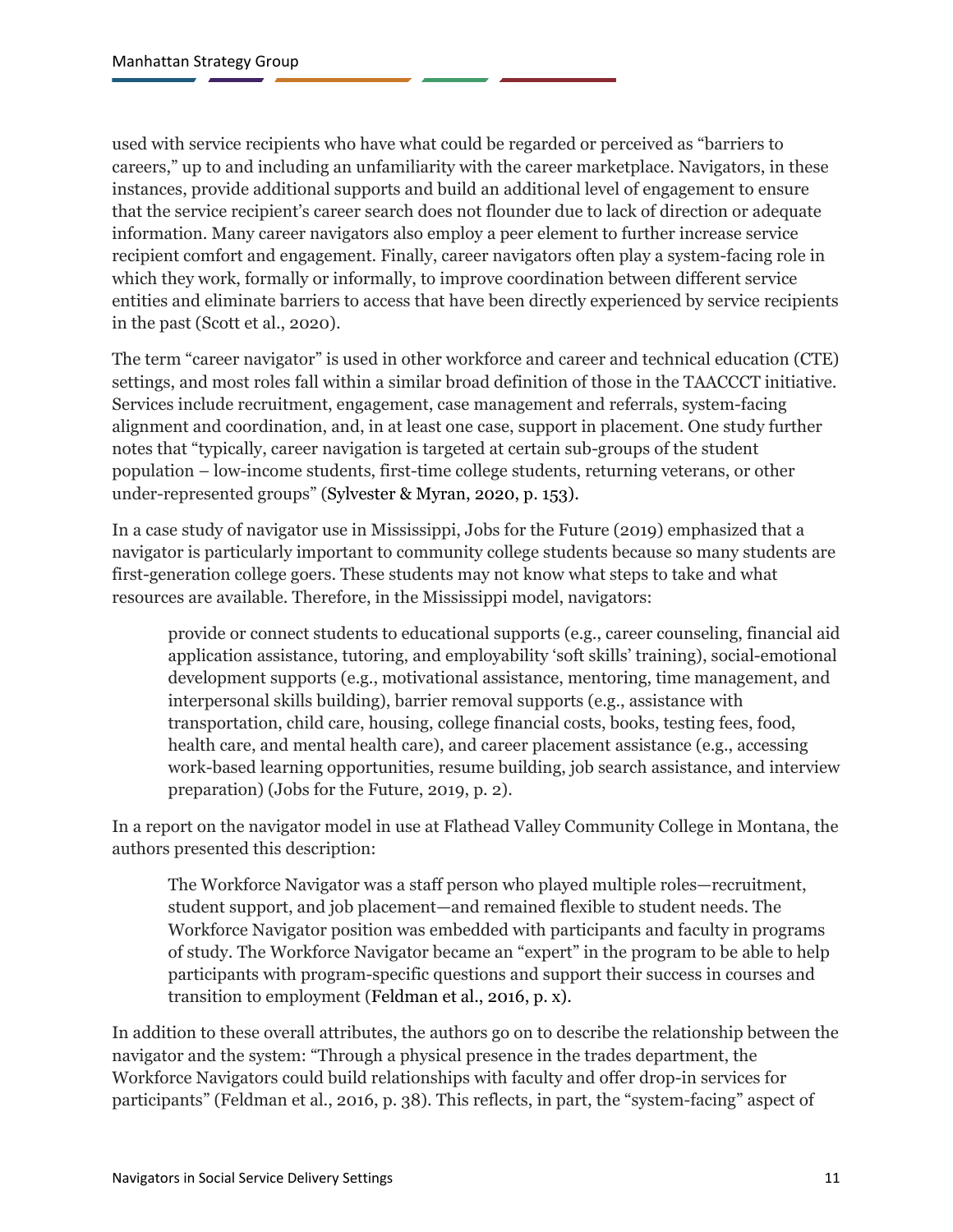used with service recipients who have what could be regarded or perceived as “barriers to careers,” up to and including an unfamiliarity with the career marketplace. Navigators, in these instances, provide additional supports and build an additional level of engagement to ensure that the service recipient’s career search does not flounder due to lack of direction or adequate information. Many career navigators also employ a peer element to further increase service recipient comfort and engagement. Finally, career navigators often play a system-facing role in which they work, formally or informally, to improve coordination between different service entities and eliminate barriers to access that have been directly experienced by service recipients in the past (Scott et al., 2020).

The term “career navigator” is used in other workforce and career and technical education (CTE) settings, and most roles fall within a similar broad definition of those in the TAACCCT initiative. Services include recruitment, engagement, case management and referrals, system-facing alignment and coordination, and, in at least one case, support in placement. One study further notes that “typically, career navigation is targeted at certain sub-groups of the student population – low-income students, first-time college students, returning veterans, or other under-represented groups” (Sylvester & Myran, 2020, p. 153).

In a case study of navigator use in Mississippi, Jobs for the Future (2019) emphasized that a navigator is particularly important to community college students because so many students are first-generation college goers. These students may not know what steps to take and what resources are available. Therefore, in the Mississippi model, navigators:

> provide or connect students to educational supports (e.g., career counseling, financial aid application assistance, tutoring, and employability ‘soft skills’ training), social-emotional development supports (e.g., motivational assistance, mentoring, time management, and interpersonal skills building), barrier removal supports (e.g., assistance with transportation, child care, housing, college financial costs, books, testing fees, food, health care, and mental health care), and career placement assistance (e.g., accessing work-based learning opportunities, resume building, job search assistance, and interview preparation) (Jobs for the Future, 2019, p. 2).

In a report on the navigator model in use at Flathead Valley Community College in Montana, the authors presented this description:

> The Workforce Navigator was a staff person who played multiple roles—recruitment, student support, and job placement—and remained flexible to student needs. The Workforce Navigator position was embedded with participants and faculty in programs of study. The Workforce Navigator became an “expert” in the program to be able to help participants with program-specific questions and support their success in courses and transition to employment (Feldman et al., 2016, p. x).

In addition to these overall attributes, the authors go on to describe the relationship between the navigator and the system: “Through a physical presence in the trades department, the Workforce Navigators could build relationships with faculty and offer drop-in services for participants” (Feldman et al., 2016, p. 38). This reflects, in part, the “system-facing” aspect of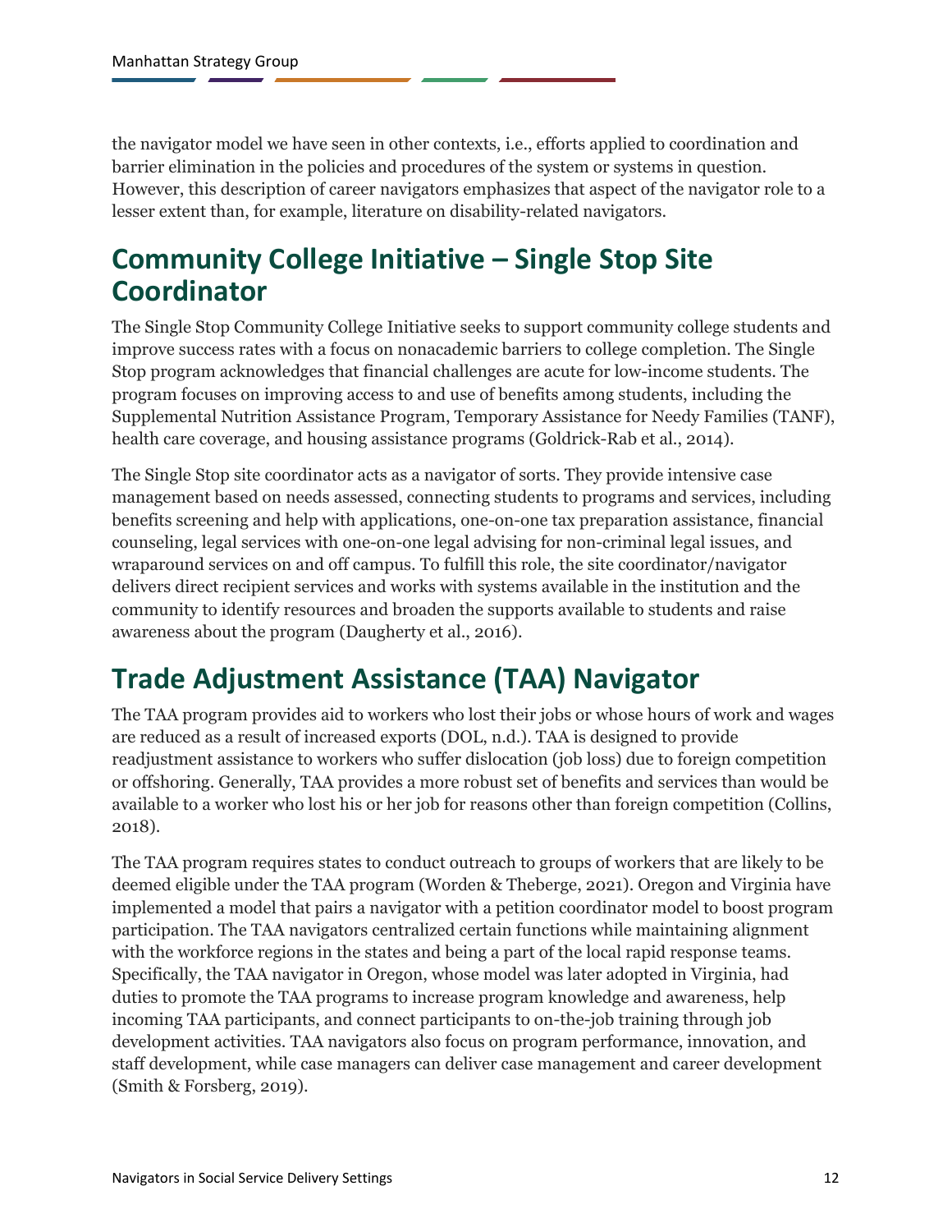the navigator model we have seen in other contexts, i.e., efforts applied to coordination and barrier elimination in the policies and procedures of the system or systems in question. However, this description of career navigators emphasizes that aspect of the navigator role to a lesser extent than, for example, literature on disability-related navigators.

## Community College Initiative – Single Stop Site Coordinator

The Single Stop Community College Initiative seeks to support community college students and improve success rates with a focus on nonacademic barriers to college completion. The Single Stop program acknowledges that financial challenges are acute for low-income students. The program focuses on improving access to and use of benefits among students, including the Supplemental Nutrition Assistance Program, Temporary Assistance for Needy Families (TANF), health care coverage, and housing assistance programs (Goldrick-Rab et al., 2014).

The Single Stop site coordinator acts as a navigator of sorts. They provide intensive case management based on needs assessed, connecting students to programs and services, including benefits screening and help with applications, one-on-one tax preparation assistance, financial counseling, legal services with one-on-one legal advising for non-criminal legal issues, and wraparound services on and off campus. To fulfill this role, the site coordinator/navigator delivers direct recipient services and works with systems available in the institution and the community to identify resources and broaden the supports available to students and raise awareness about the program (Daugherty et al., 2016).

## Trade Adjustment Assistance (TAA) Navigator

The TAA program provides aid to workers who lost their jobs or whose hours of work and wages are reduced as a result of increased exports (DOL, n.d.). TAA is designed to provide readjustment assistance to workers who suffer dislocation (job loss) due to foreign competition or offshoring. Generally, TAA provides a more robust set of benefits and services than would be available to a worker who lost his or her job for reasons other than foreign competition (Collins, 2018).

The TAA program requires states to conduct outreach to groups of workers that are likely to be deemed eligible under the TAA program (Worden & Theberge, 2021). Oregon and Virginia have implemented a model that pairs a navigator with a petition coordinator model to boost program participation. The TAA navigators centralized certain functions while maintaining alignment with the workforce regions in the states and being a part of the local rapid response teams. Specifically, the TAA navigator in Oregon, whose model was later adopted in Virginia, had duties to promote the TAA programs to increase program knowledge and awareness, help incoming TAA participants, and connect participants to on-the-job training through job development activities. TAA navigators also focus on program performance, innovation, and staff development, while case managers can deliver case management and career development (Smith & Forsberg, 2019).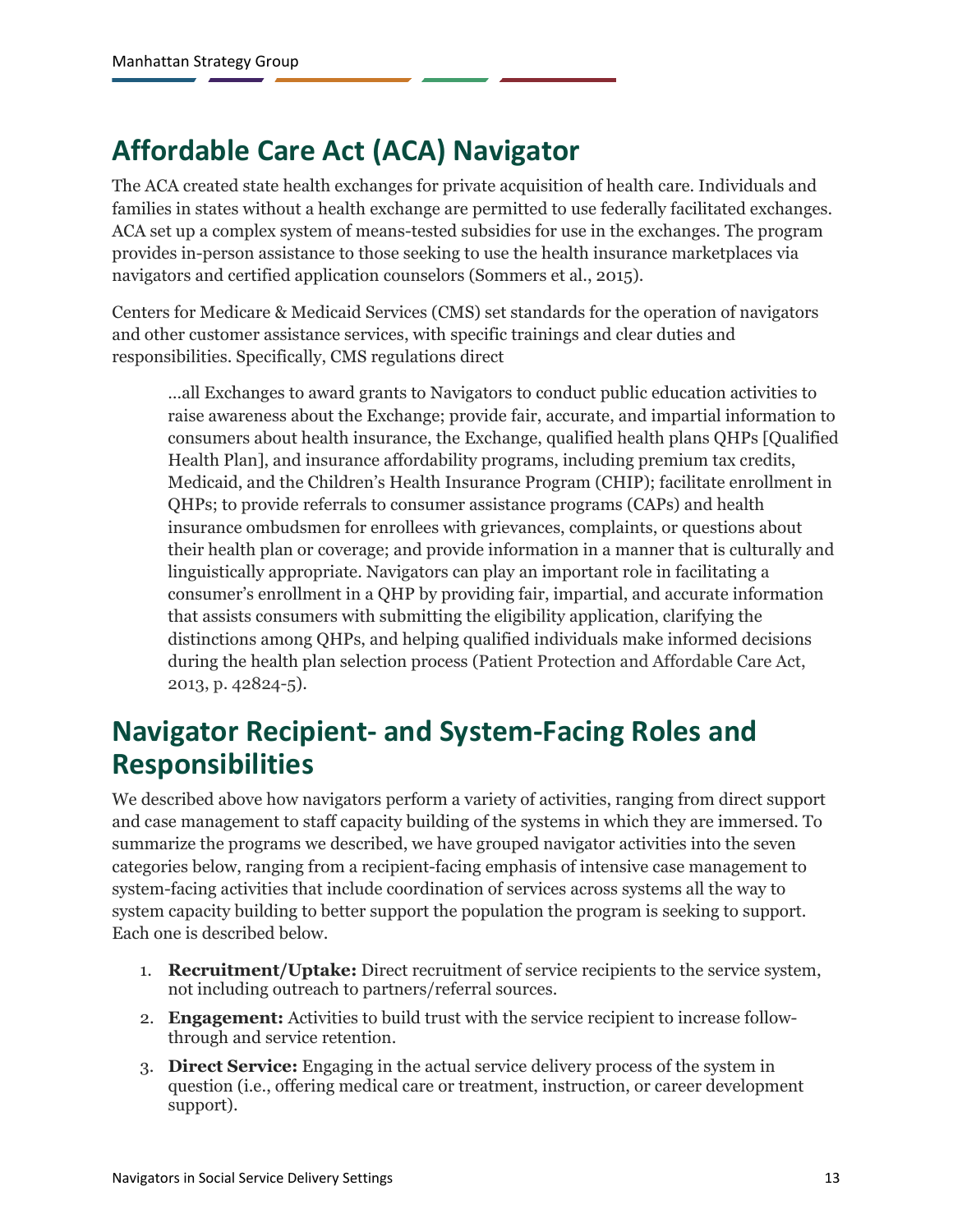## Affordable Care Act (ACA) Navigator

The ACA created state health exchanges for private acquisition of health care. Individuals and families in states without a health exchange are permitted to use federally facilitated exchanges. ACA set up a complex system of means-tested subsidies for use in the exchanges. The program provides in-person assistance to those seeking to use the health insurance marketplaces via navigators and certified application counselors (Sommers et al., 2015).

Centers for Medicare & Medicaid Services (CMS) set standards for the operation of navigators and other customer assistance services, with specific trainings and clear duties and responsibilities. Specifically, CMS regulations direct

> …all Exchanges to award grants to Navigators to conduct public education activities to raise awareness about the Exchange; provide fair, accurate, and impartial information to consumers about health insurance, the Exchange, qualified health plans QHPs [Qualified Health Plan], and insurance affordability programs, including premium tax credits, Medicaid, and the Children's Health Insurance Program (CHIP); facilitate enrollment in QHPs; to provide referrals to consumer assistance programs (CAPs) and health insurance ombudsmen for enrollees with grievances, complaints, or questions about their health plan or coverage; and provide information in a manner that is culturally and linguistically appropriate. Navigators can play an important role in facilitating a consumer's enrollment in a QHP by providing fair, impartial, and accurate information that assists consumers with submitting the eligibility application, clarifying the distinctions among QHPs, and helping qualified individuals make informed decisions during the health plan selection process (Patient Protection and Affordable Care Act, 2013, p. 42824-5).

## Navigator Recipient- and System-Facing Roles and Responsibilities

We described above how navigators perform a variety of activities, ranging from direct support and case management to staff capacity building of the systems in which they are immersed. To summarize the programs we described, we have grouped navigator activities into the seven categories below, ranging from a recipient-facing emphasis of intensive case management to system-facing activities that include coordination of services across systems all the way to system capacity building to better support the population the program is seeking to support. Each one is described below.

1. **Recruitment/Uptake:** Direct recruitment of service recipients to the service system, not including outreach to partners/referral sources.
2. **Engagement:** Activities to build trust with the service recipient to increase follow-through and service retention.
3. **Direct Service:** Engaging in the actual service delivery process of the system in question (i.e., offering medical care or treatment, instruction, or career development support).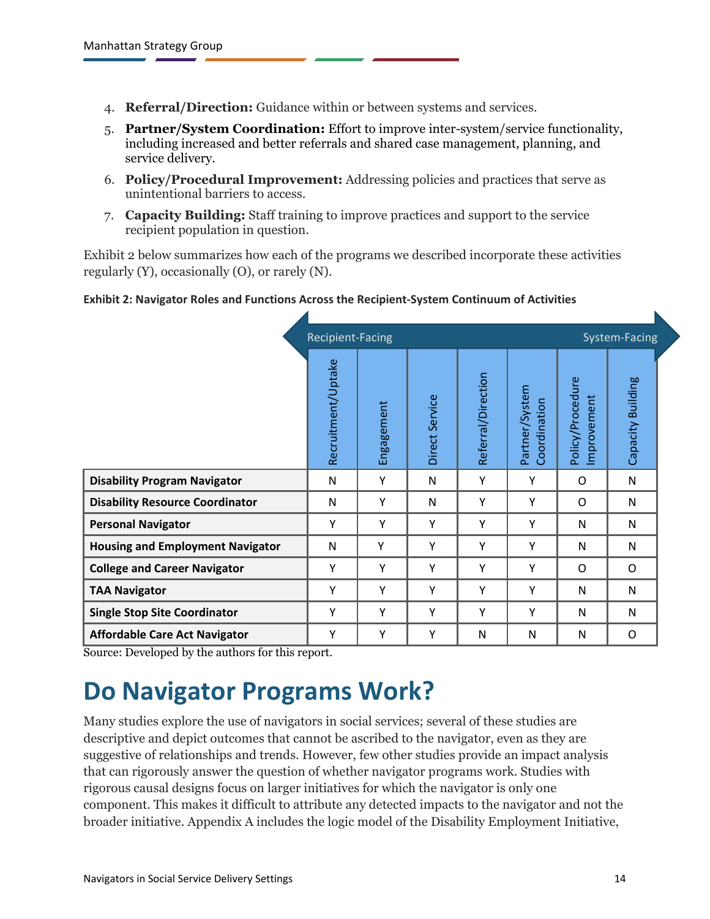4. **Referral/Direction:** Guidance within or between systems and services.
5. **Partner/System Coordination:** Effort to improve inter-system/service functionality, including increased and better referrals and shared case management, planning, and service delivery.
6. **Policy/Procedural Improvement:** Addressing policies and practices that serve as unintentional barriers to access.
7. **Capacity Building:** Staff training to improve practices and support to the service recipient population in question.

Exhibit 2 below summarizes how each of the programs we described incorporate these activities regularly (Y), occasionally (O), or rarely (N).

**Exhibit 2: Navigator Roles and Functions Across the Recipient-System Continuum of Activities**

| | Recipient-Facing | | | | | | System-Facing |
|---|---|---|---|---|---|---|---|
| | Recruitment/Uptake | Engagement | Direct Service | Referral/Direction | Partner/System Coordination | Policy/Procedure Improvement | Capacity Building |
| **Disability Program Navigator** | N | Y | N | Y | Y | O | N |
| **Disability Resource Coordinator** | N | Y | N | Y | Y | O | N |
| **Personal Navigator** | Y | Y | Y | Y | Y | N | N |
| **Housing and Employment Navigator** | N | Y | Y | Y | Y | N | N |
| **College and Career Navigator** | Y | Y | Y | Y | Y | O | O |
| **TAA Navigator** | Y | Y | Y | Y | Y | N | N |
| **Single Stop Site Coordinator** | Y | Y | Y | Y | Y | N | N |
| **Affordable Care Act Navigator** | Y | Y | Y | N | N | N | O |

Source: Developed by the authors for this report.

# Do Navigator Programs Work?

Many studies explore the use of navigators in social services; several of these studies are descriptive and depict outcomes that cannot be ascribed to the navigator, even as they are suggestive of relationships and trends. However, few other studies provide an impact analysis that can rigorously answer the question of whether navigator programs work. Studies with rigorous causal designs focus on larger initiatives for which the navigator is only one component. This makes it difficult to attribute any detected impacts to the navigator and not the broader initiative. Appendix A includes the logic model of the Disability Employment Initiative,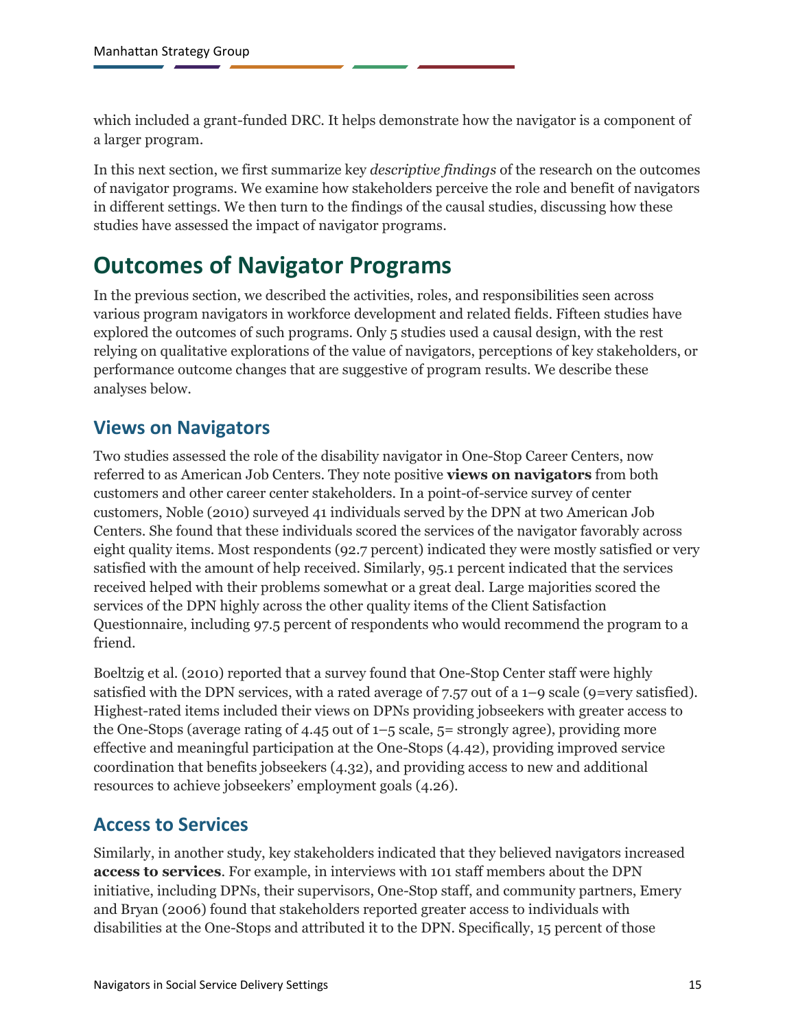which included a grant-funded DRC. It helps demonstrate how the navigator is a component of a larger program.

In this next section, we first summarize key *descriptive findings* of the research on the outcomes of navigator programs. We examine how stakeholders perceive the role and benefit of navigators in different settings. We then turn to the findings of the causal studies, discussing how these studies have assessed the impact of navigator programs.

# Outcomes of Navigator Programs

In the previous section, we described the activities, roles, and responsibilities seen across various program navigators in workforce development and related fields. Fifteen studies have explored the outcomes of such programs. Only 5 studies used a causal design, with the rest relying on qualitative explorations of the value of navigators, perceptions of key stakeholders, or performance outcome changes that are suggestive of program results. We describe these analyses below.

## Views on Navigators

Two studies assessed the role of the disability navigator in One-Stop Career Centers, now referred to as American Job Centers. They note positive **views on navigators** from both customers and other career center stakeholders. In a point-of-service survey of center customers, Noble (2010) surveyed 41 individuals served by the DPN at two American Job Centers. She found that these individuals scored the services of the navigator favorably across eight quality items. Most respondents (92.7 percent) indicated they were mostly satisfied or very satisfied with the amount of help received. Similarly, 95.1 percent indicated that the services received helped with their problems somewhat or a great deal. Large majorities scored the services of the DPN highly across the other quality items of the Client Satisfaction Questionnaire, including 97.5 percent of respondents who would recommend the program to a friend.

Boeltzig et al. (2010) reported that a survey found that One-Stop Center staff were highly satisfied with the DPN services, with a rated average of 7.57 out of a 1–9 scale (9=very satisfied). Highest-rated items included their views on DPNs providing jobseekers with greater access to the One-Stops (average rating of 4.45 out of 1–5 scale, 5= strongly agree), providing more effective and meaningful participation at the One-Stops (4.42), providing improved service coordination that benefits jobseekers (4.32), and providing access to new and additional resources to achieve jobseekers' employment goals (4.26).

## Access to Services

Similarly, in another study, key stakeholders indicated that they believed navigators increased **access to services**. For example, in interviews with 101 staff members about the DPN initiative, including DPNs, their supervisors, One-Stop staff, and community partners, Emery and Bryan (2006) found that stakeholders reported greater access to individuals with disabilities at the One-Stops and attributed it to the DPN. Specifically, 15 percent of those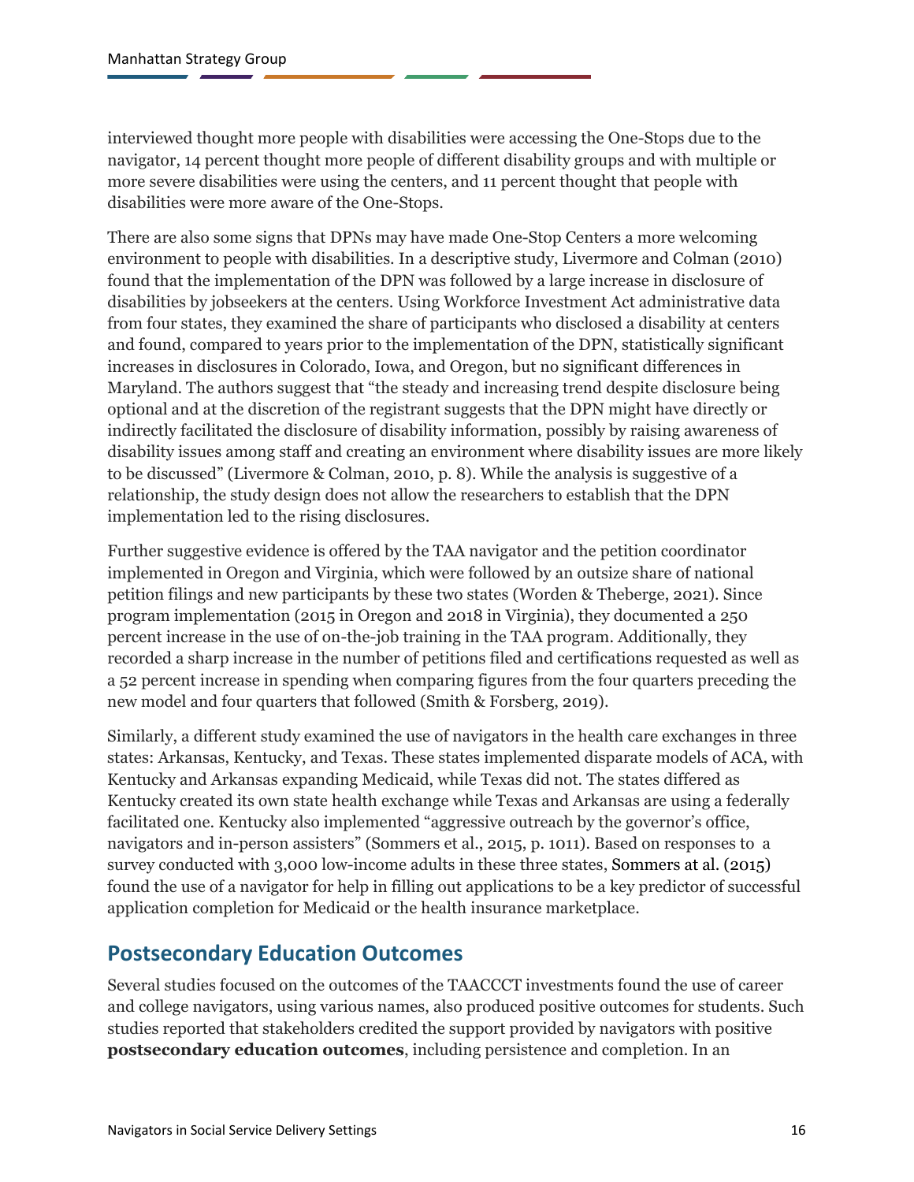interviewed thought more people with disabilities were accessing the One-Stops due to the navigator, 14 percent thought more people of different disability groups and with multiple or more severe disabilities were using the centers, and 11 percent thought that people with disabilities were more aware of the One-Stops.

There are also some signs that DPNs may have made One-Stop Centers a more welcoming environment to people with disabilities. In a descriptive study, Livermore and Colman (2010) found that the implementation of the DPN was followed by a large increase in disclosure of disabilities by jobseekers at the centers. Using Workforce Investment Act administrative data from four states, they examined the share of participants who disclosed a disability at centers and found, compared to years prior to the implementation of the DPN, statistically significant increases in disclosures in Colorado, Iowa, and Oregon, but no significant differences in Maryland. The authors suggest that "the steady and increasing trend despite disclosure being optional and at the discretion of the registrant suggests that the DPN might have directly or indirectly facilitated the disclosure of disability information, possibly by raising awareness of disability issues among staff and creating an environment where disability issues are more likely to be discussed" (Livermore & Colman, 2010, p. 8). While the analysis is suggestive of a relationship, the study design does not allow the researchers to establish that the DPN implementation led to the rising disclosures.

Further suggestive evidence is offered by the TAA navigator and the petition coordinator implemented in Oregon and Virginia, which were followed by an outsize share of national petition filings and new participants by these two states (Worden & Theberge, 2021). Since program implementation (2015 in Oregon and 2018 in Virginia), they documented a 250 percent increase in the use of on-the-job training in the TAA program. Additionally, they recorded a sharp increase in the number of petitions filed and certifications requested as well as a 52 percent increase in spending when comparing figures from the four quarters preceding the new model and four quarters that followed (Smith & Forsberg, 2019).

Similarly, a different study examined the use of navigators in the health care exchanges in three states: Arkansas, Kentucky, and Texas. These states implemented disparate models of ACA, with Kentucky and Arkansas expanding Medicaid, while Texas did not. The states differed as Kentucky created its own state health exchange while Texas and Arkansas are using a federally facilitated one. Kentucky also implemented "aggressive outreach by the governor's office, navigators and in-person assisters" (Sommers et al., 2015, p. 1011). Based on responses to a survey conducted with 3,000 low-income adults in these three states, Sommers at al. (2015) found the use of a navigator for help in filling out applications to be a key predictor of successful application completion for Medicaid or the health insurance marketplace.

## Postsecondary Education Outcomes

Several studies focused on the outcomes of the TAACCCT investments found the use of career and college navigators, using various names, also produced positive outcomes for students. Such studies reported that stakeholders credited the support provided by navigators with positive **postsecondary education outcomes**, including persistence and completion. In an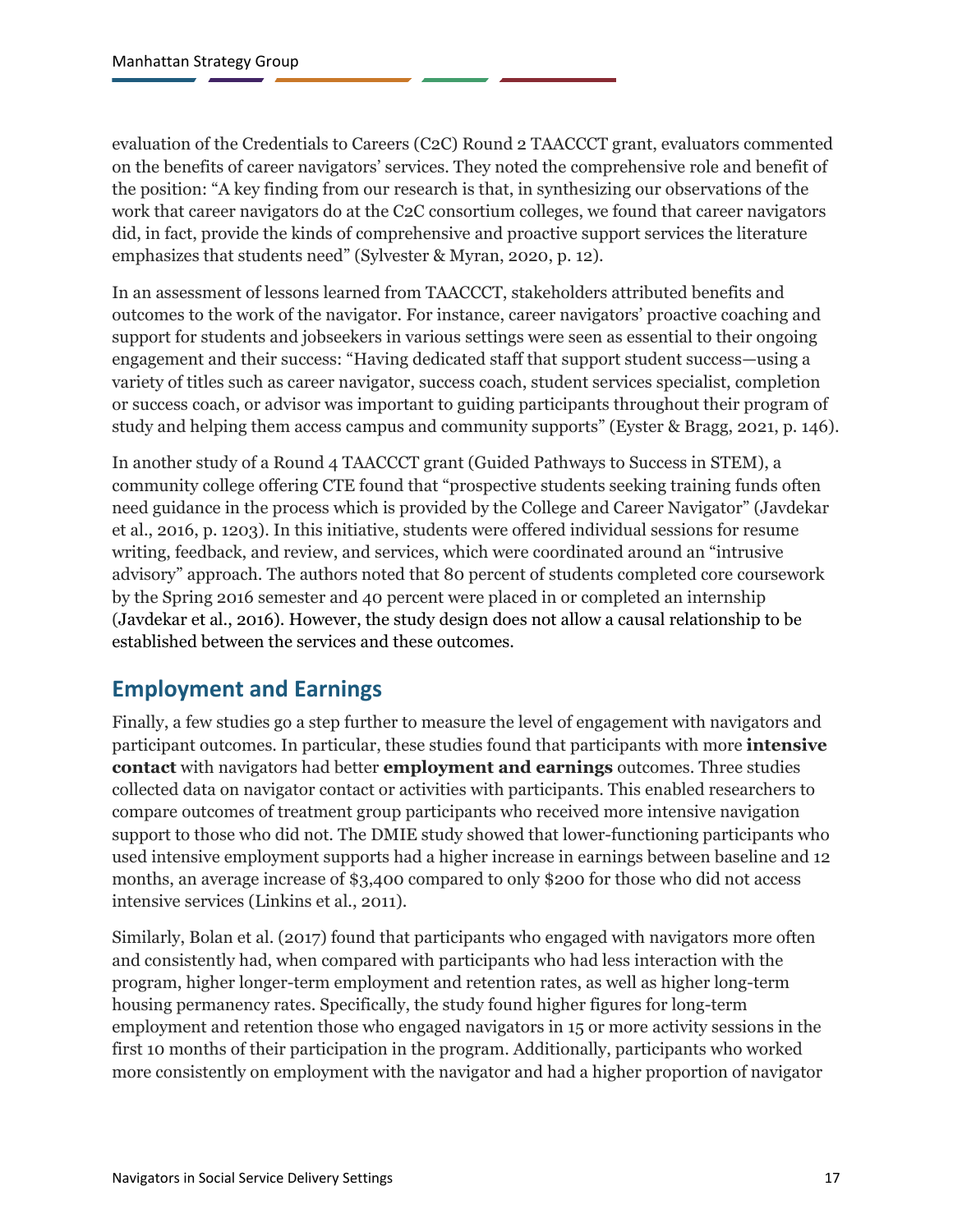evaluation of the Credentials to Careers (C2C) Round 2 TAACCCT grant, evaluators commented on the benefits of career navigators' services. They noted the comprehensive role and benefit of the position: "A key finding from our research is that, in synthesizing our observations of the work that career navigators do at the C2C consortium colleges, we found that career navigators did, in fact, provide the kinds of comprehensive and proactive support services the literature emphasizes that students need" (Sylvester & Myran, 2020, p. 12).

In an assessment of lessons learned from TAACCCT, stakeholders attributed benefits and outcomes to the work of the navigator. For instance, career navigators' proactive coaching and support for students and jobseekers in various settings were seen as essential to their ongoing engagement and their success: "Having dedicated staff that support student success—using a variety of titles such as career navigator, success coach, student services specialist, completion or success coach, or advisor was important to guiding participants throughout their program of study and helping them access campus and community supports" (Eyster & Bragg, 2021, p. 146).

In another study of a Round 4 TAACCCT grant (Guided Pathways to Success in STEM), a community college offering CTE found that "prospective students seeking training funds often need guidance in the process which is provided by the College and Career Navigator" (Javdekar et al., 2016, p. 1203). In this initiative, students were offered individual sessions for resume writing, feedback, and review, and services, which were coordinated around an "intrusive advisory" approach. The authors noted that 80 percent of students completed core coursework by the Spring 2016 semester and 40 percent were placed in or completed an internship (Javdekar et al., 2016). However, the study design does not allow a causal relationship to be established between the services and these outcomes.

## Employment and Earnings

Finally, a few studies go a step further to measure the level of engagement with navigators and participant outcomes. In particular, these studies found that participants with more **intensive contact** with navigators had better **employment and earnings** outcomes. Three studies collected data on navigator contact or activities with participants. This enabled researchers to compare outcomes of treatment group participants who received more intensive navigation support to those who did not. The DMIE study showed that lower-functioning participants who used intensive employment supports had a higher increase in earnings between baseline and 12 months, an average increase of $3,400 compared to only $200 for those who did not access intensive services (Linkins et al., 2011).

Similarly, Bolan et al. (2017) found that participants who engaged with navigators more often and consistently had, when compared with participants who had less interaction with the program, higher longer-term employment and retention rates, as well as higher long-term housing permanency rates. Specifically, the study found higher figures for long-term employment and retention those who engaged navigators in 15 or more activity sessions in the first 10 months of their participation in the program. Additionally, participants who worked more consistently on employment with the navigator and had a higher proportion of navigator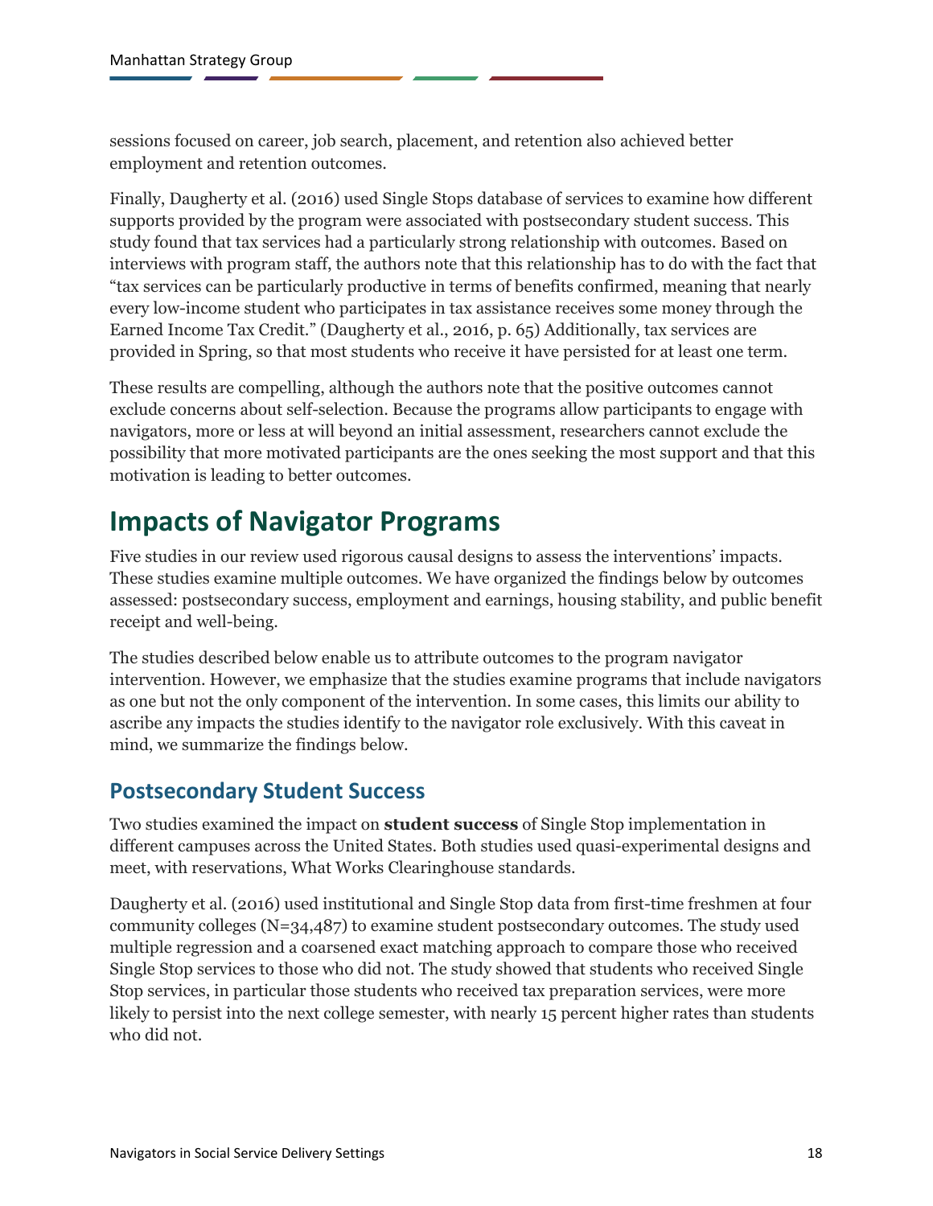sessions focused on career, job search, placement, and retention also achieved better employment and retention outcomes.

Finally, Daugherty et al. (2016) used Single Stops database of services to examine how different supports provided by the program were associated with postsecondary student success. This study found that tax services had a particularly strong relationship with outcomes. Based on interviews with program staff, the authors note that this relationship has to do with the fact that "tax services can be particularly productive in terms of benefits confirmed, meaning that nearly every low-income student who participates in tax assistance receives some money through the Earned Income Tax Credit." (Daugherty et al., 2016, p. 65) Additionally, tax services are provided in Spring, so that most students who receive it have persisted for at least one term.

These results are compelling, although the authors note that the positive outcomes cannot exclude concerns about self-selection. Because the programs allow participants to engage with navigators, more or less at will beyond an initial assessment, researchers cannot exclude the possibility that more motivated participants are the ones seeking the most support and that this motivation is leading to better outcomes.

# Impacts of Navigator Programs

Five studies in our review used rigorous causal designs to assess the interventions' impacts. These studies examine multiple outcomes. We have organized the findings below by outcomes assessed: postsecondary success, employment and earnings, housing stability, and public benefit receipt and well-being.

The studies described below enable us to attribute outcomes to the program navigator intervention. However, we emphasize that the studies examine programs that include navigators as one but not the only component of the intervention. In some cases, this limits our ability to ascribe any impacts the studies identify to the navigator role exclusively. With this caveat in mind, we summarize the findings below.

## Postsecondary Student Success

Two studies examined the impact on **student success** of Single Stop implementation in different campuses across the United States. Both studies used quasi-experimental designs and meet, with reservations, What Works Clearinghouse standards.

Daugherty et al. (2016) used institutional and Single Stop data from first-time freshmen at four community colleges (N=34,487) to examine student postsecondary outcomes. The study used multiple regression and a coarsened exact matching approach to compare those who received Single Stop services to those who did not. The study showed that students who received Single Stop services, in particular those students who received tax preparation services, were more likely to persist into the next college semester, with nearly 15 percent higher rates than students who did not.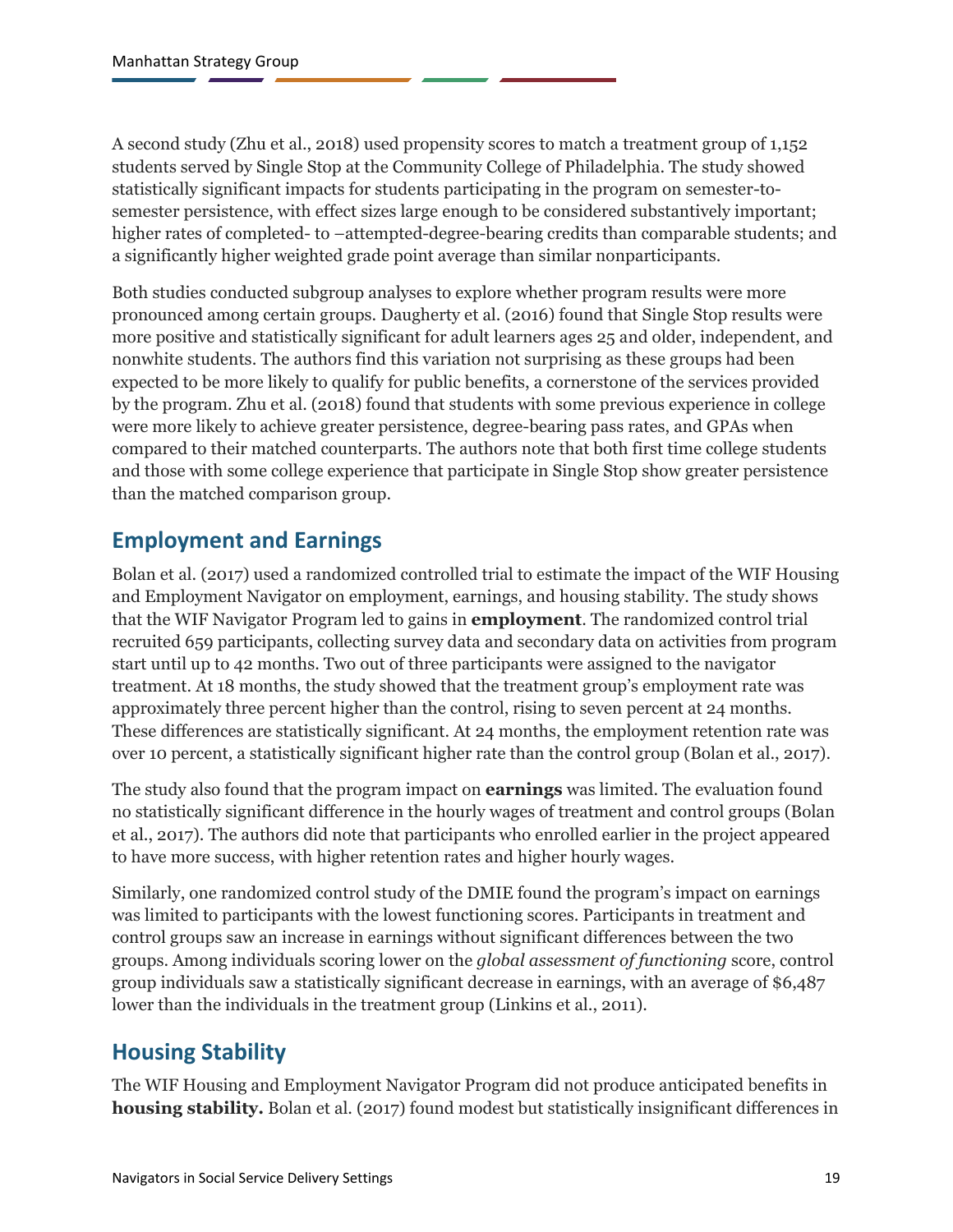A second study (Zhu et al., 2018) used propensity scores to match a treatment group of 1,152 students served by Single Stop at the Community College of Philadelphia. The study showed statistically significant impacts for students participating in the program on semester-to-semester persistence, with effect sizes large enough to be considered substantively important; higher rates of completed- to –attempted-degree-bearing credits than comparable students; and a significantly higher weighted grade point average than similar nonparticipants.

Both studies conducted subgroup analyses to explore whether program results were more pronounced among certain groups. Daugherty et al. (2016) found that Single Stop results were more positive and statistically significant for adult learners ages 25 and older, independent, and nonwhite students. The authors find this variation not surprising as these groups had been expected to be more likely to qualify for public benefits, a cornerstone of the services provided by the program. Zhu et al. (2018) found that students with some previous experience in college were more likely to achieve greater persistence, degree-bearing pass rates, and GPAs when compared to their matched counterparts. The authors note that both first time college students and those with some college experience that participate in Single Stop show greater persistence than the matched comparison group.

## Employment and Earnings

Bolan et al. (2017) used a randomized controlled trial to estimate the impact of the WIF Housing and Employment Navigator on employment, earnings, and housing stability. The study shows that the WIF Navigator Program led to gains in **employment**. The randomized control trial recruited 659 participants, collecting survey data and secondary data on activities from program start until up to 42 months. Two out of three participants were assigned to the navigator treatment. At 18 months, the study showed that the treatment group's employment rate was approximately three percent higher than the control, rising to seven percent at 24 months. These differences are statistically significant. At 24 months, the employment retention rate was over 10 percent, a statistically significant higher rate than the control group (Bolan et al., 2017).

The study also found that the program impact on **earnings** was limited. The evaluation found no statistically significant difference in the hourly wages of treatment and control groups (Bolan et al., 2017). The authors did note that participants who enrolled earlier in the project appeared to have more success, with higher retention rates and higher hourly wages.

Similarly, one randomized control study of the DMIE found the program's impact on earnings was limited to participants with the lowest functioning scores. Participants in treatment and control groups saw an increase in earnings without significant differences between the two groups. Among individuals scoring lower on the *global assessment of functioning* score, control group individuals saw a statistically significant decrease in earnings, with an average of $6,487 lower than the individuals in the treatment group (Linkins et al., 2011).

## Housing Stability

The WIF Housing and Employment Navigator Program did not produce anticipated benefits in **housing stability.** Bolan et al. (2017) found modest but statistically insignificant differences in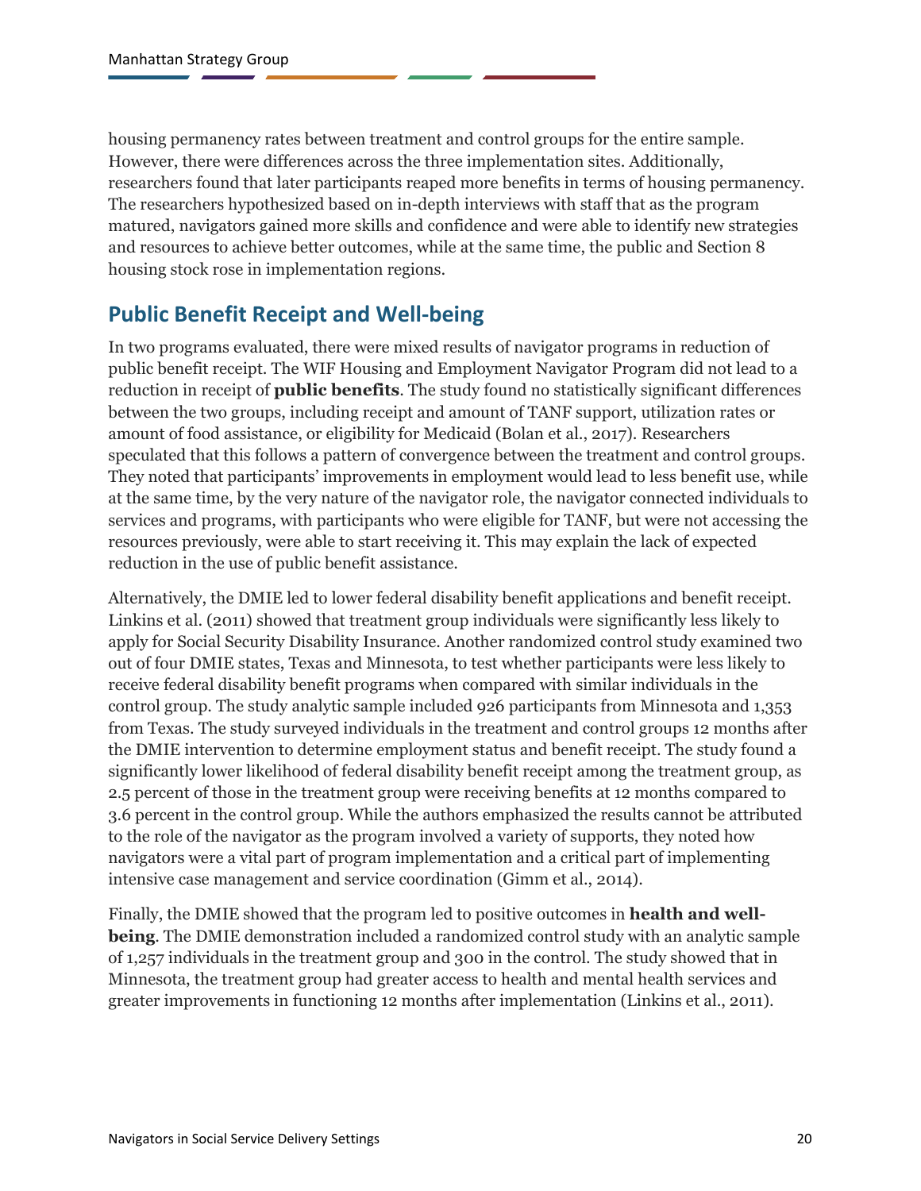housing permanency rates between treatment and control groups for the entire sample. However, there were differences across the three implementation sites. Additionally, researchers found that later participants reaped more benefits in terms of housing permanency. The researchers hypothesized based on in-depth interviews with staff that as the program matured, navigators gained more skills and confidence and were able to identify new strategies and resources to achieve better outcomes, while at the same time, the public and Section 8 housing stock rose in implementation regions.

## Public Benefit Receipt and Well-being

In two programs evaluated, there were mixed results of navigator programs in reduction of public benefit receipt. The WIF Housing and Employment Navigator Program did not lead to a reduction in receipt of **public benefits**. The study found no statistically significant differences between the two groups, including receipt and amount of TANF support, utilization rates or amount of food assistance, or eligibility for Medicaid (Bolan et al., 2017). Researchers speculated that this follows a pattern of convergence between the treatment and control groups. They noted that participants' improvements in employment would lead to less benefit use, while at the same time, by the very nature of the navigator role, the navigator connected individuals to services and programs, with participants who were eligible for TANF, but were not accessing the resources previously, were able to start receiving it. This may explain the lack of expected reduction in the use of public benefit assistance.

Alternatively, the DMIE led to lower federal disability benefit applications and benefit receipt. Linkins et al. (2011) showed that treatment group individuals were significantly less likely to apply for Social Security Disability Insurance. Another randomized control study examined two out of four DMIE states, Texas and Minnesota, to test whether participants were less likely to receive federal disability benefit programs when compared with similar individuals in the control group. The study analytic sample included 926 participants from Minnesota and 1,353 from Texas. The study surveyed individuals in the treatment and control groups 12 months after the DMIE intervention to determine employment status and benefit receipt. The study found a significantly lower likelihood of federal disability benefit receipt among the treatment group, as 2.5 percent of those in the treatment group were receiving benefits at 12 months compared to 3.6 percent in the control group. While the authors emphasized the results cannot be attributed to the role of the navigator as the program involved a variety of supports, they noted how navigators were a vital part of program implementation and a critical part of implementing intensive case management and service coordination (Gimm et al., 2014).

Finally, the DMIE showed that the program led to positive outcomes in **health and well-being**. The DMIE demonstration included a randomized control study with an analytic sample of 1,257 individuals in the treatment group and 300 in the control. The study showed that in Minnesota, the treatment group had greater access to health and mental health services and greater improvements in functioning 12 months after implementation (Linkins et al., 2011).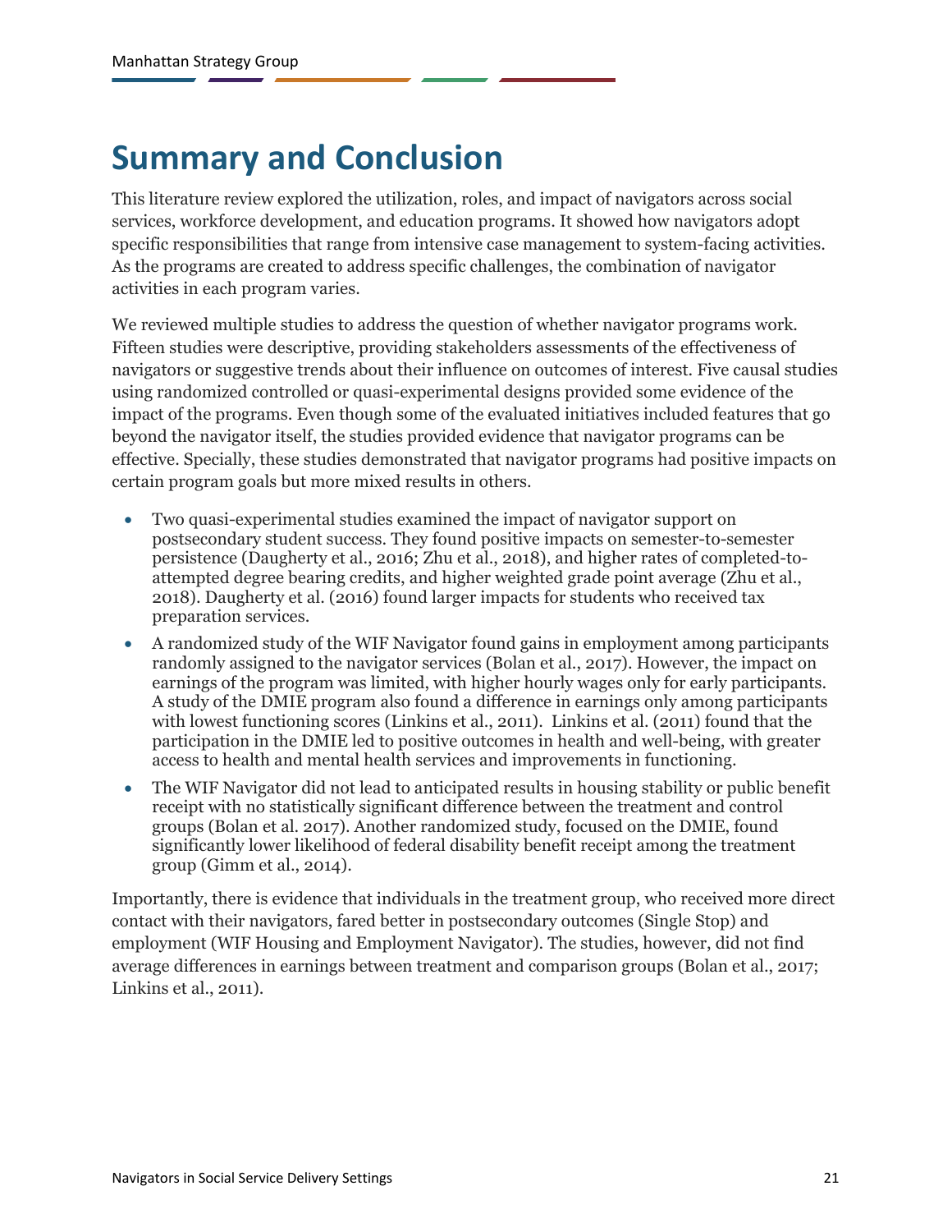# Summary and Conclusion

This literature review explored the utilization, roles, and impact of navigators across social services, workforce development, and education programs. It showed how navigators adopt specific responsibilities that range from intensive case management to system-facing activities. As the programs are created to address specific challenges, the combination of navigator activities in each program varies.

We reviewed multiple studies to address the question of whether navigator programs work. Fifteen studies were descriptive, providing stakeholders assessments of the effectiveness of navigators or suggestive trends about their influence on outcomes of interest. Five causal studies using randomized controlled or quasi-experimental designs provided some evidence of the impact of the programs. Even though some of the evaluated initiatives included features that go beyond the navigator itself, the studies provided evidence that navigator programs can be effective. Specially, these studies demonstrated that navigator programs had positive impacts on certain program goals but more mixed results in others.

- Two quasi-experimental studies examined the impact of navigator support on postsecondary student success. They found positive impacts on semester-to-semester persistence (Daugherty et al., 2016; Zhu et al., 2018), and higher rates of completed-to-attempted degree bearing credits, and higher weighted grade point average (Zhu et al., 2018). Daugherty et al. (2016) found larger impacts for students who received tax preparation services.
- A randomized study of the WIF Navigator found gains in employment among participants randomly assigned to the navigator services (Bolan et al., 2017). However, the impact on earnings of the program was limited, with higher hourly wages only for early participants. A study of the DMIE program also found a difference in earnings only among participants with lowest functioning scores (Linkins et al., 2011). Linkins et al. (2011) found that the participation in the DMIE led to positive outcomes in health and well-being, with greater access to health and mental health services and improvements in functioning.
- The WIF Navigator did not lead to anticipated results in housing stability or public benefit receipt with no statistically significant difference between the treatment and control groups (Bolan et al. 2017). Another randomized study, focused on the DMIE, found significantly lower likelihood of federal disability benefit receipt among the treatment group (Gimm et al., 2014).

Importantly, there is evidence that individuals in the treatment group, who received more direct contact with their navigators, fared better in postsecondary outcomes (Single Stop) and employment (WIF Housing and Employment Navigator). The studies, however, did not find average differences in earnings between treatment and comparison groups (Bolan et al., 2017; Linkins et al., 2011).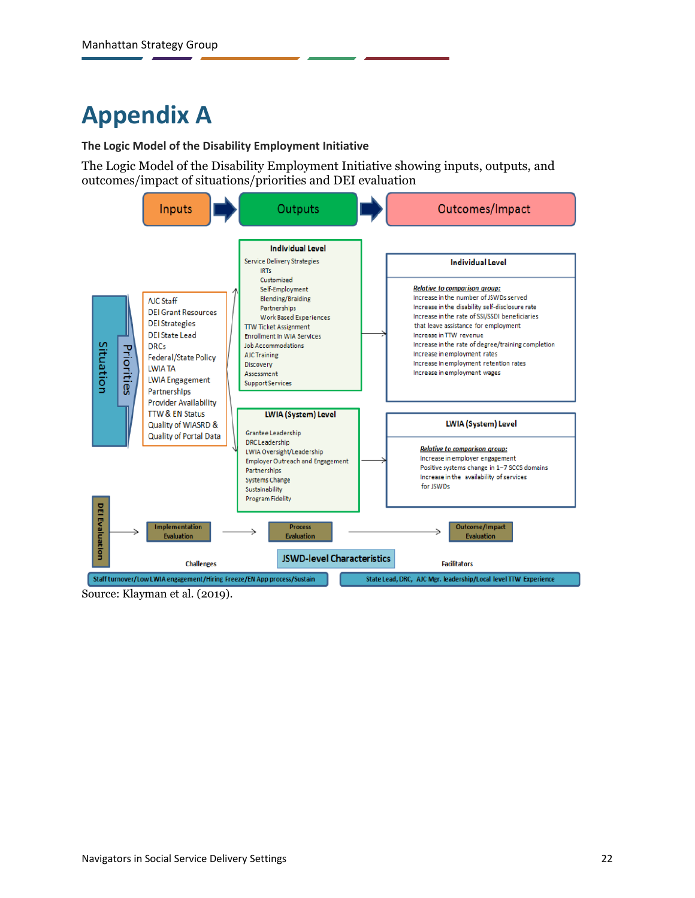# Appendix A

**The Logic Model of the Disability Employment Initiative**

The Logic Model of the Disability Employment Initiative showing inputs, outputs, and outcomes/impact of situations/priorities and DEI evaluation

Inputs → Outputs → Outcomes/Impact

Situation / Priorities

**Inputs**

- AJC Staff
- DEI Grant Resources
- DEI Strategies
- DEI State Lead
- DRCs
- Federal/State Policy
- LWIA TA
- LWIA Engagement
- Partnerships
- Provider Availability
- TTW & EN Status
- Quality of WIASRD & Quality of Portal Data

**Outputs — Individual Level**

- Service Delivery Strategies
  - IRTs
  - Customized
  - Self-Employment
  - Blending/Braiding
  - Partnerships
  - Work Based Experiences
- TTW Ticket Assignment
- Enrollment in WIA Services
- Job Accommodations
- AJC Training
- Discovery
- Assessment
- Support Services

**Outputs — LWIA (System) Level**

- Grantee Leadership
- DRC Leadership
- LWIA Oversight/Leadership
- Employer Outreach and Engagement
- Partnerships
- Systems Change
- Sustainability
- Program Fidelity

**Outcomes/Impact — Individual Level**

*Relative to comparison group:*

- Increase in the number of JSWDs served
- Increase in the disability self-disclosure rate
- Increase in the rate of SSI/SSDI beneficiaries that leave assistance for employment
- Increase in TTW revenue
- Increase in the rate of degree/training completion
- Increase in employment rates
- Increase in employment retention rates
- Increase in employment wages

**Outcomes/Impact — LWIA (System) Level**

*Relative to comparison group:*

- Increase in employer engagement
- Positive systems change in 1–7 SCCS domains
- Increase in the availability of services for JSWDs

**DEI Evaluation**

Implementation Evaluation → Process Evaluation → Outcome/Impact Evaluation

JSWD-level Characteristics

Challenges: Staff turnover/Low LWIA engagement/Hiring Freeze/EN App process/Sustain

Facilitators: State Lead, DRC, AJC Mgr. leadership/Local level TTW Experience

Source: Klayman et al. (2019).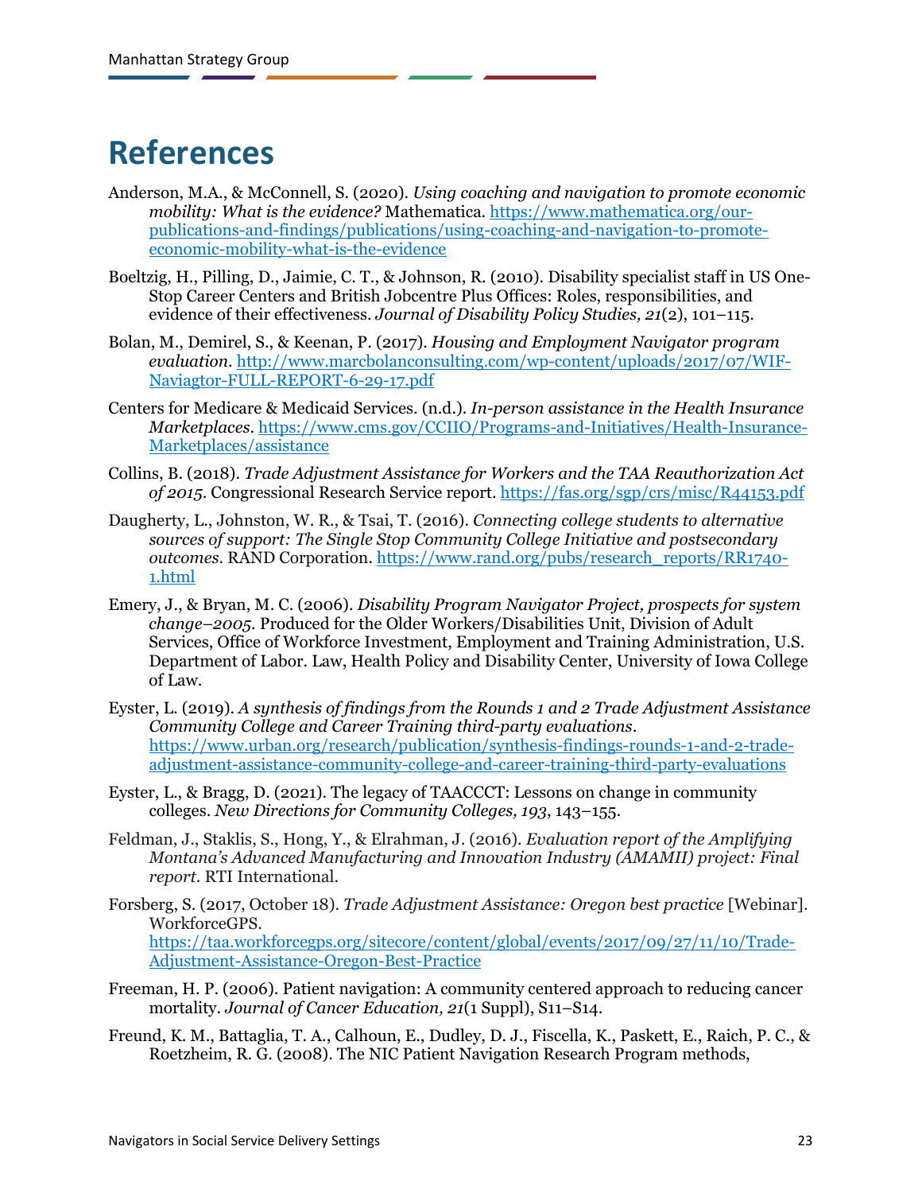# References

Anderson, M.A., & McConnell, S. (2020). *Using coaching and navigation to promote economic mobility: What is the evidence?* Mathematica. https://www.mathematica.org/our-publications-and-findings/publications/using-coaching-and-navigation-to-promote-economic-mobility-what-is-the-evidence

Boeltzig, H., Pilling, D., Jaimie, C. T., & Johnson, R. (2010). Disability specialist staff in US One-Stop Career Centers and British Jobcentre Plus Offices: Roles, responsibilities, and evidence of their effectiveness. *Journal of Disability Policy Studies, 21*(2), 101–115.

Bolan, M., Demirel, S., & Keenan, P. (2017). *Housing and Employment Navigator program evaluation*. http://www.marcbolanconsulting.com/wp-content/uploads/2017/07/WIF-Naviagtor-FULL-REPORT-6-29-17.pdf

Centers for Medicare & Medicaid Services. (n.d.). *In-person assistance in the Health Insurance Marketplaces*. https://www.cms.gov/CCIIO/Programs-and-Initiatives/Health-Insurance-Marketplaces/assistance

Collins, B. (2018). *Trade Adjustment Assistance for Workers and the TAA Reauthorization Act of 2015*. Congressional Research Service report. https://fas.org/sgp/crs/misc/R44153.pdf

Daugherty, L., Johnston, W. R., & Tsai, T. (2016). *Connecting college students to alternative sources of support: The Single Stop Community College Initiative and postsecondary outcomes*. RAND Corporation. https://www.rand.org/pubs/research_reports/RR1740-1.html

Emery, J., & Bryan, M. C. (2006). *Disability Program Navigator Project, prospects for system change–2005*. Produced for the Older Workers/Disabilities Unit, Division of Adult Services, Office of Workforce Investment, Employment and Training Administration, U.S. Department of Labor. Law, Health Policy and Disability Center, University of Iowa College of Law.

Eyster, L. (2019). *A synthesis of findings from the Rounds 1 and 2 Trade Adjustment Assistance Community College and Career Training third-party evaluations*. https://www.urban.org/research/publication/synthesis-findings-rounds-1-and-2-trade-adjustment-assistance-community-college-and-career-training-third-party-evaluations

Eyster, L., & Bragg, D. (2021). The legacy of TAACCCT: Lessons on change in community colleges. *New Directions for Community Colleges, 193*, 143–155.

Feldman, J., Staklis, S., Hong, Y., & Elrahman, J. (2016). *Evaluation report of the Amplifying Montana's Advanced Manufacturing and Innovation Industry (AMAMII) project: Final report*. RTI International.

Forsberg, S. (2017, October 18). *Trade Adjustment Assistance: Oregon best practice* [Webinar]. WorkforceGPS. https://taa.workforcegps.org/sitecore/content/global/events/2017/09/27/11/10/Trade-Adjustment-Assistance-Oregon-Best-Practice

Freeman, H. P. (2006). Patient navigation: A community centered approach to reducing cancer mortality. *Journal of Cancer Education, 21*(1 Suppl), S11–S14.

Freund, K. M., Battaglia, T. A., Calhoun, E., Dudley, D. J., Fiscella, K., Paskett, E., Raich, P. C., & Roetzheim, R. G. (2008). The NIC Patient Navigation Research Program methods,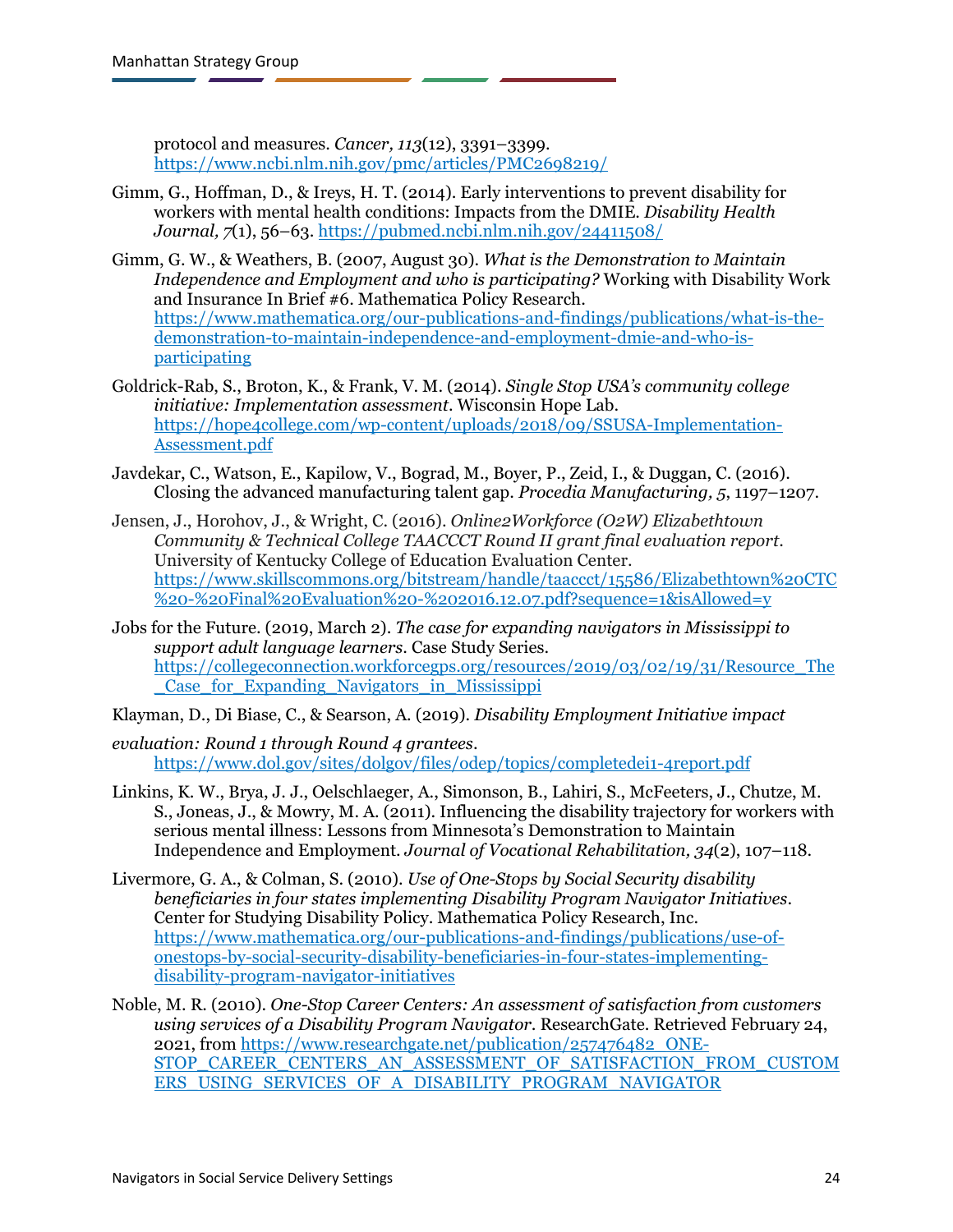protocol and measures. *Cancer, 113*(12), 3391–3399. https://www.ncbi.nlm.nih.gov/pmc/articles/PMC2698219/

Gimm, G., Hoffman, D., & Ireys, H. T. (2014). Early interventions to prevent disability for workers with mental health conditions: Impacts from the DMIE. *Disability Health Journal, 7*(1), 56–63. https://pubmed.ncbi.nlm.nih.gov/24411508/

Gimm, G. W., & Weathers, B. (2007, August 30). *What is the Demonstration to Maintain Independence and Employment and who is participating?* Working with Disability Work and Insurance In Brief #6. Mathematica Policy Research. https://www.mathematica.org/our-publications-and-findings/publications/what-is-the-demonstration-to-maintain-independence-and-employment-dmie-and-who-is-participating

Goldrick-Rab, S., Broton, K., & Frank, V. M. (2014). *Single Stop USA's community college initiative: Implementation assessment*. Wisconsin Hope Lab. https://hope4college.com/wp-content/uploads/2018/09/SSUSA-Implementation-Assessment.pdf

Javdekar, C., Watson, E., Kapilow, V., Bograd, M., Boyer, P., Zeid, I., & Duggan, C. (2016). Closing the advanced manufacturing talent gap. *Procedia Manufacturing, 5*, 1197–1207.

Jensen, J., Horohov, J., & Wright, C. (2016). *Online2Workforce (O2W) Elizabethtown Community & Technical College TAACCCT Round II grant final evaluation report*. University of Kentucky College of Education Evaluation Center. https://www.skillscommons.org/bitstream/handle/taaccct/15586/Elizabethtown%20CTC%20-%20Final%20Evaluation%20-%202016.12.07.pdf?sequence=1&isAllowed=y

Jobs for the Future. (2019, March 2). *The case for expanding navigators in Mississippi to support adult language learners*. Case Study Series. https://collegeconnection.workforcegps.org/resources/2019/03/02/19/31/Resource_The_Case_for_Expanding_Navigators_in_Mississippi

Klayman, D., Di Biase, C., & Searson, A. (2019). *Disability Employment Initiative impact evaluation: Round 1 through Round 4 grantees*. https://www.dol.gov/sites/dolgov/files/odep/topics/completedei1-4report.pdf

Linkins, K. W., Brya, J. J., Oelschlaeger, A., Simonson, B., Lahiri, S., McFeeters, J., Chutze, M. S., Joneas, J., & Mowry, M. A. (2011). Influencing the disability trajectory for workers with serious mental illness: Lessons from Minnesota's Demonstration to Maintain Independence and Employment. *Journal of Vocational Rehabilitation, 34*(2), 107–118.

Livermore, G. A., & Colman, S. (2010). *Use of One-Stops by Social Security disability beneficiaries in four states implementing Disability Program Navigator Initiatives*. Center for Studying Disability Policy. Mathematica Policy Research, Inc. https://www.mathematica.org/our-publications-and-findings/publications/use-of-onestops-by-social-security-disability-beneficiaries-in-four-states-implementing-disability-program-navigator-initiatives

Noble, M. R. (2010). *One-Stop Career Centers: An assessment of satisfaction from customers using services of a Disability Program Navigator*. ResearchGate. Retrieved February 24, 2021, from https://www.researchgate.net/publication/257476482_ONE-STOP_CAREER_CENTERS_AN_ASSESSMENT_OF_SATISFACTION_FROM_CUSTOMERS_USING_SERVICES_OF_A_DISABILITY_PROGRAM_NAVIGATOR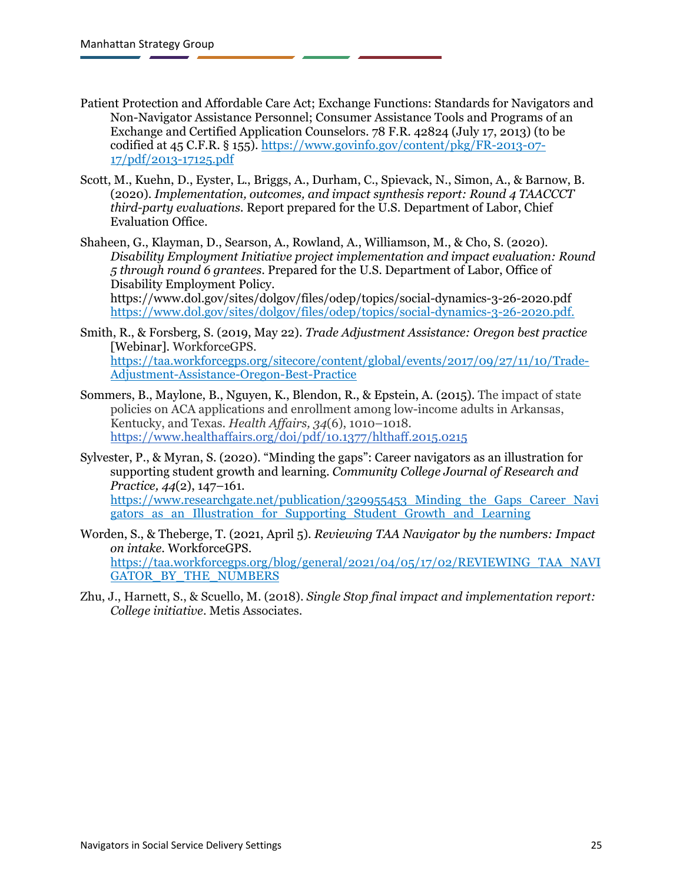Patient Protection and Affordable Care Act; Exchange Functions: Standards for Navigators and Non-Navigator Assistance Personnel; Consumer Assistance Tools and Programs of an Exchange and Certified Application Counselors. 78 F.R. 42824 (July 17, 2013) (to be codified at 45 C.F.R. § 155). https://www.govinfo.gov/content/pkg/FR-2013-07-17/pdf/2013-17125.pdf

Scott, M., Kuehn, D., Eyster, L., Briggs, A., Durham, C., Spievack, N., Simon, A., & Barnow, B. (2020). *Implementation, outcomes, and impact synthesis report: Round 4 TAACCCT third-party evaluations*. Report prepared for the U.S. Department of Labor, Chief Evaluation Office.

Shaheen, G., Klayman, D., Searson, A., Rowland, A., Williamson, M., & Cho, S. (2020). *Disability Employment Initiative project implementation and impact evaluation: Round 5 through round 6 grantees*. Prepared for the U.S. Department of Labor, Office of Disability Employment Policy. https://www.dol.gov/sites/dolgov/files/odep/topics/social-dynamics-3-26-2020.pdf https://www.dol.gov/sites/dolgov/files/odep/topics/social-dynamics-3-26-2020.pdf.

Smith, R., & Forsberg, S. (2019, May 22). *Trade Adjustment Assistance: Oregon best practice* [Webinar]. WorkforceGPS. https://taa.workforcegps.org/sitecore/content/global/events/2017/09/27/11/10/Trade-Adjustment-Assistance-Oregon-Best-Practice

Sommers, B., Maylone, B., Nguyen, K., Blendon, R., & Epstein, A. (2015). The impact of state policies on ACA applications and enrollment among low-income adults in Arkansas, Kentucky, and Texas. *Health Affairs, 34*(6), 1010–1018. https://www.healthaffairs.org/doi/pdf/10.1377/hlthaff.2015.0215

Sylvester, P., & Myran, S. (2020). "Minding the gaps": Career navigators as an illustration for supporting student growth and learning. *Community College Journal of Research and Practice, 44*(2), 147–161. https://www.researchgate.net/publication/329955453_Minding_the_Gaps_Career_Navigators_as_an_Illustration_for_Supporting_Student_Growth_and_Learning

Worden, S., & Theberge, T. (2021, April 5). *Reviewing TAA Navigator by the numbers: Impact on intake*. WorkforceGPS. https://taa.workforcegps.org/blog/general/2021/04/05/17/02/REVIEWING_TAA_NAVIGATOR_BY_THE_NUMBERS

Zhu, J., Harnett, S., & Scuello, M. (2018). *Single Stop final impact and implementation report: College initiative*. Metis Associates.